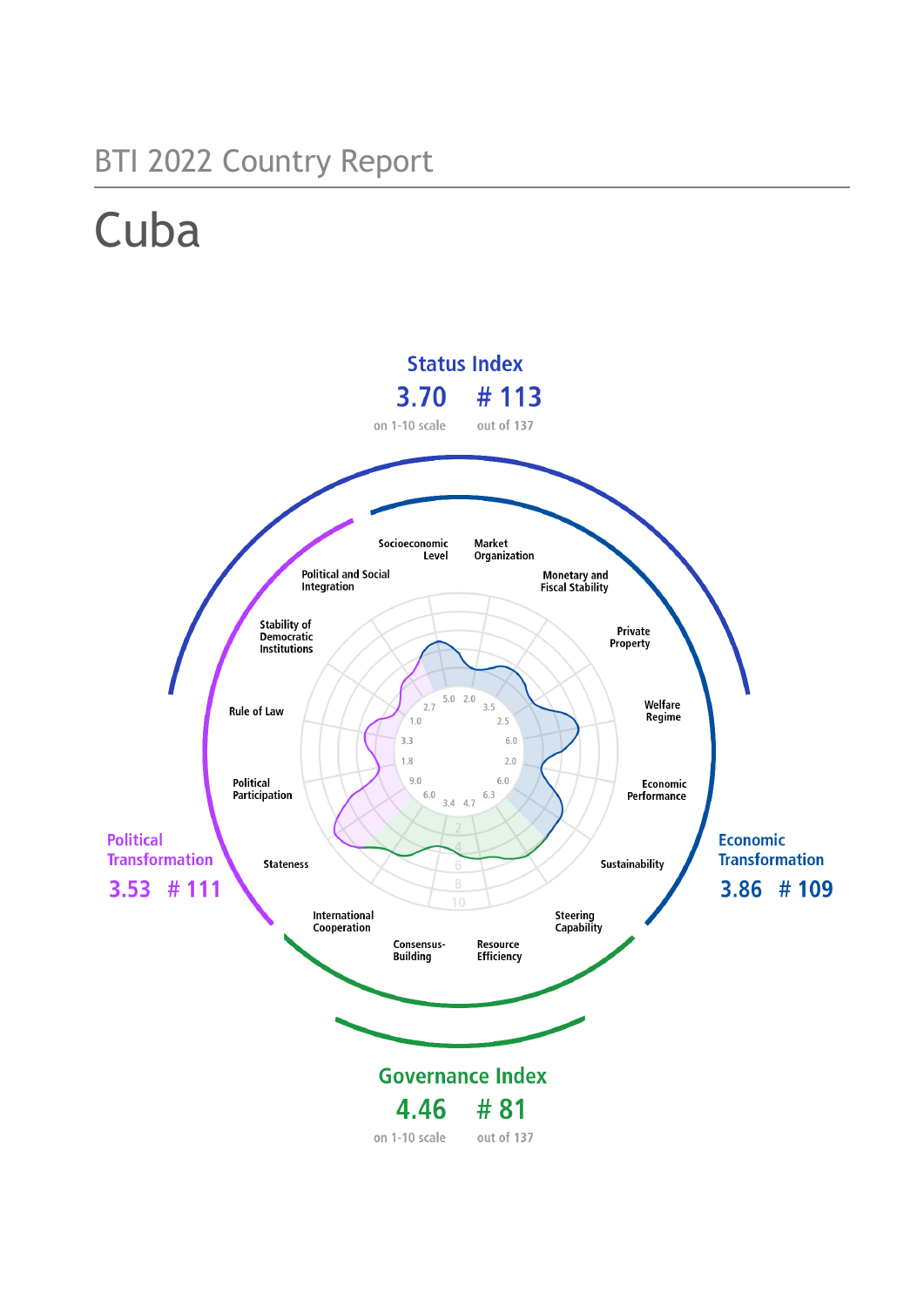BTI 2022 Country Report

# Cuba

## Status Index

**3.70** on 1-10 scale — **# 113** out of 137

## Political Transformation

**3.53** — **# 111**

## Economic Transformation

**3.86** — **# 109**

## Governance Index

**4.46** on 1-10 scale — **# 81** out of 137

| Criterion | Score |
|---|---|
| Stateness | 6.0 |
| Political Participation | 1.8 |
| Rule of Law | 3.3 |
| Stability of Democratic Institutions | 1.0 |
| Political and Social Integration | 2.7 |
| Socioeconomic Level | 5.0 |
| Market Organization | 2.0 |
| Monetary and Fiscal Stability | 3.5 |
| Private Property | 2.5 |
| Welfare Regime | 6.0 |
| Economic Performance | 2.0 |
| Sustainability | 6.0 |
| Steering Capability | 6.3 |
| Resource Efficiency | 4.7 |
| Consensus-Building | 3.4 |
| International Cooperation | 6.0 |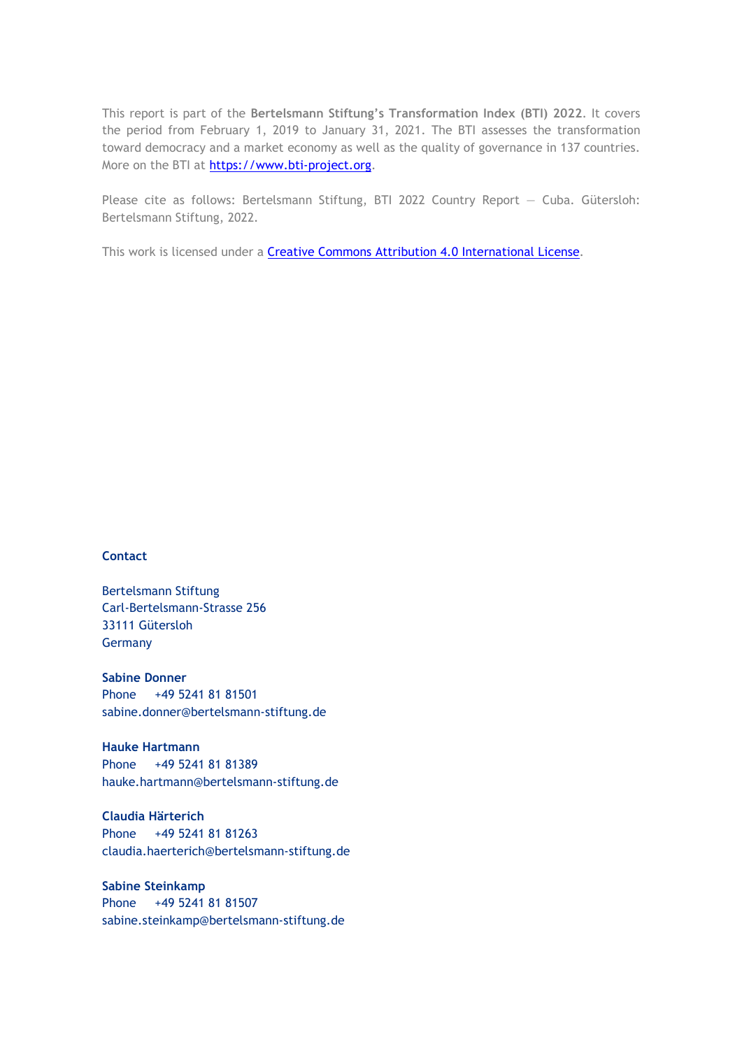This report is part of the **Bertelsmann Stiftung's Transformation Index (BTI) 2022**. It covers the period from February 1, 2019 to January 31, 2021. The BTI assesses the transformation toward democracy and a market economy as well as the quality of governance in 137 countries. More on the BTI at [https://www.bti-project.org](https://www.bti-project.org).

Please cite as follows: Bertelsmann Stiftung, BTI 2022 Country Report — Cuba. Gütersloh: Bertelsmann Stiftung, 2022.

This work is licensed under a [Creative Commons Attribution 4.0 International License](https://creativecommons.org/licenses/by/4.0/).

**Contact**

Bertelsmann Stiftung
Carl-Bertelsmann-Strasse 256
33111 Gütersloh
Germany

**Sabine Donner**
Phone +49 5241 81 81501
sabine.donner@bertelsmann-stiftung.de

**Hauke Hartmann**
Phone +49 5241 81 81389
hauke.hartmann@bertelsmann-stiftung.de

**Claudia Härterich**
Phone +49 5241 81 81263
claudia.haerterich@bertelsmann-stiftung.de

**Sabine Steinkamp**
Phone +49 5241 81 81507
sabine.steinkamp@bertelsmann-stiftung.de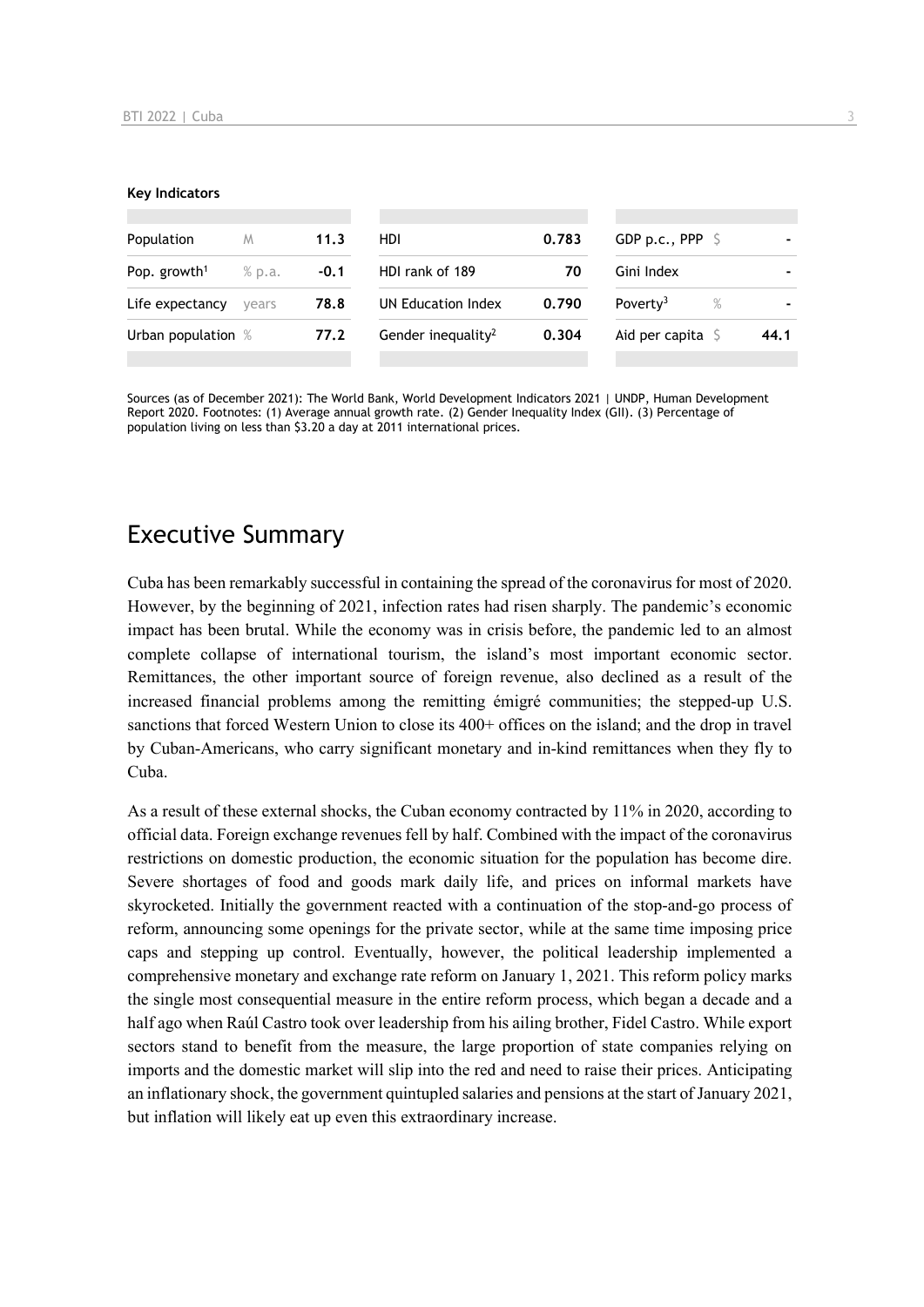**Key Indicators**

| Population | M | 11.3 | HDI | 0.783 | GDP p.c., PPP | $ | - |
|---|---|---|---|---|---|---|---|
| Pop. growth[1] | % p.a. | -0.1 | HDI rank of 189 | 70 | Gini Index | | - |
| Life expectancy | years | 78.8 | UN Education Index | 0.790 | Poverty[3] | % | - |
| Urban population | % | 77.2 | Gender inequality[2] | 0.304 | Aid per capita | $ | 44.1 |

Sources (as of December 2021): The World Bank, World Development Indicators 2021 | UNDP, Human Development Report 2020. Footnotes: (1) Average annual growth rate. (2) Gender Inequality Index (GII). (3) Percentage of population living on less than $3.20 a day at 2011 international prices.

# Executive Summary

Cuba has been remarkably successful in containing the spread of the coronavirus for most of 2020. However, by the beginning of 2021, infection rates had risen sharply. The pandemic's economic impact has been brutal. While the economy was in crisis before, the pandemic led to an almost complete collapse of international tourism, the island's most important economic sector. Remittances, the other important source of foreign revenue, also declined as a result of the increased financial problems among the remitting émigré communities; the stepped-up U.S. sanctions that forced Western Union to close its 400+ offices on the island; and the drop in travel by Cuban-Americans, who carry significant monetary and in-kind remittances when they fly to Cuba.

As a result of these external shocks, the Cuban economy contracted by 11% in 2020, according to official data. Foreign exchange revenues fell by half. Combined with the impact of the coronavirus restrictions on domestic production, the economic situation for the population has become dire. Severe shortages of food and goods mark daily life, and prices on informal markets have skyrocketed. Initially the government reacted with a continuation of the stop-and-go process of reform, announcing some openings for the private sector, while at the same time imposing price caps and stepping up control. Eventually, however, the political leadership implemented a comprehensive monetary and exchange rate reform on January 1, 2021. This reform policy marks the single most consequential measure in the entire reform process, which began a decade and a half ago when Raúl Castro took over leadership from his ailing brother, Fidel Castro. While export sectors stand to benefit from the measure, the large proportion of state companies relying on imports and the domestic market will slip into the red and need to raise their prices. Anticipating an inflationary shock, the government quintupled salaries and pensions at the start of January 2021, but inflation will likely eat up even this extraordinary increase.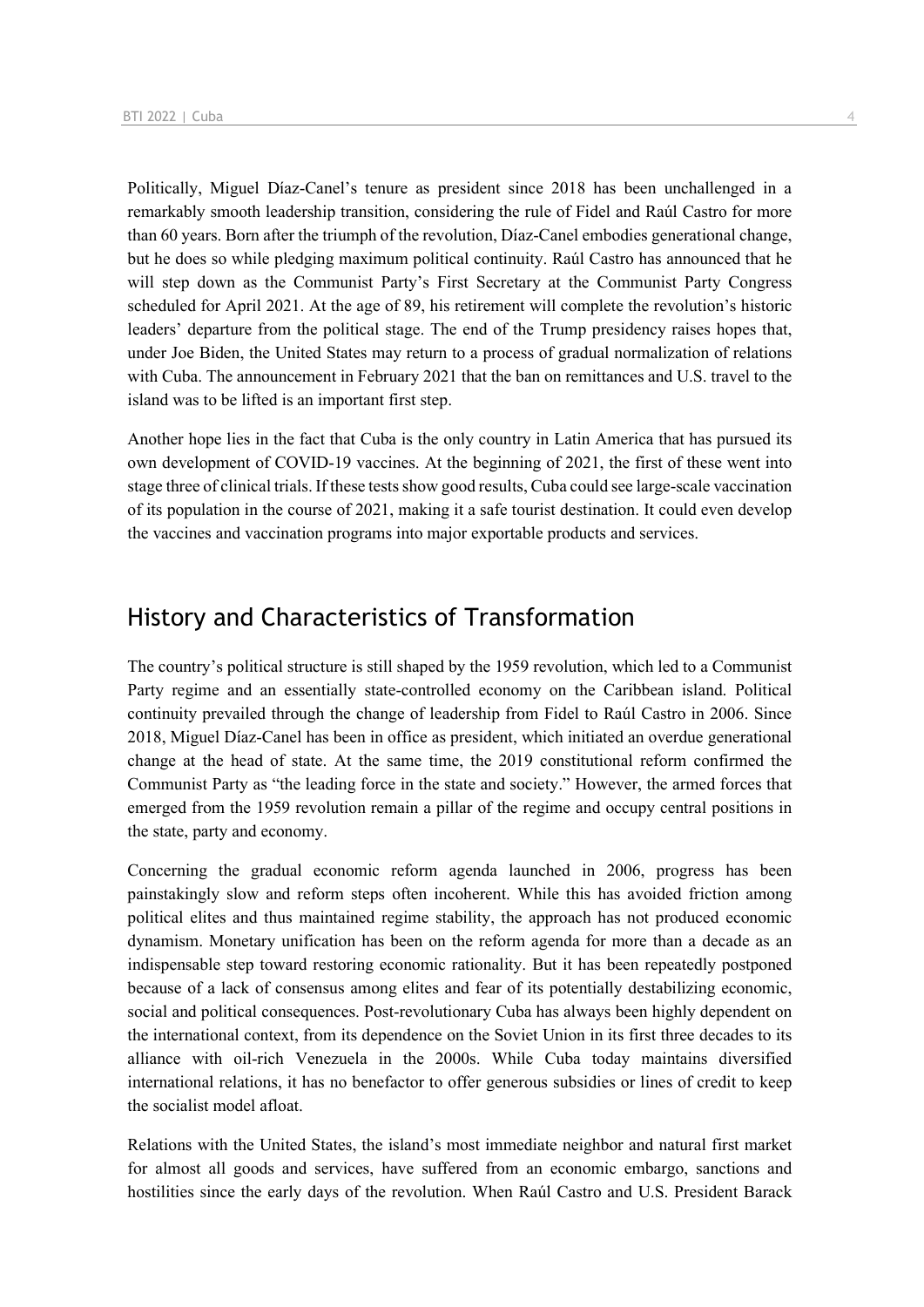Politically, Miguel Díaz-Canel's tenure as president since 2018 has been unchallenged in a remarkably smooth leadership transition, considering the rule of Fidel and Raúl Castro for more than 60 years. Born after the triumph of the revolution, Díaz-Canel embodies generational change, but he does so while pledging maximum political continuity. Raúl Castro has announced that he will step down as the Communist Party's First Secretary at the Communist Party Congress scheduled for April 2021. At the age of 89, his retirement will complete the revolution's historic leaders' departure from the political stage. The end of the Trump presidency raises hopes that, under Joe Biden, the United States may return to a process of gradual normalization of relations with Cuba. The announcement in February 2021 that the ban on remittances and U.S. travel to the island was to be lifted is an important first step.

Another hope lies in the fact that Cuba is the only country in Latin America that has pursued its own development of COVID-19 vaccines. At the beginning of 2021, the first of these went into stage three of clinical trials. If these tests show good results, Cuba could see large-scale vaccination of its population in the course of 2021, making it a safe tourist destination. It could even develop the vaccines and vaccination programs into major exportable products and services.

## History and Characteristics of Transformation

The country's political structure is still shaped by the 1959 revolution, which led to a Communist Party regime and an essentially state-controlled economy on the Caribbean island. Political continuity prevailed through the change of leadership from Fidel to Raúl Castro in 2006. Since 2018, Miguel Díaz-Canel has been in office as president, which initiated an overdue generational change at the head of state. At the same time, the 2019 constitutional reform confirmed the Communist Party as "the leading force in the state and society." However, the armed forces that emerged from the 1959 revolution remain a pillar of the regime and occupy central positions in the state, party and economy.

Concerning the gradual economic reform agenda launched in 2006, progress has been painstakingly slow and reform steps often incoherent. While this has avoided friction among political elites and thus maintained regime stability, the approach has not produced economic dynamism. Monetary unification has been on the reform agenda for more than a decade as an indispensable step toward restoring economic rationality. But it has been repeatedly postponed because of a lack of consensus among elites and fear of its potentially destabilizing economic, social and political consequences. Post-revolutionary Cuba has always been highly dependent on the international context, from its dependence on the Soviet Union in its first three decades to its alliance with oil-rich Venezuela in the 2000s. While Cuba today maintains diversified international relations, it has no benefactor to offer generous subsidies or lines of credit to keep the socialist model afloat.

Relations with the United States, the island's most immediate neighbor and natural first market for almost all goods and services, have suffered from an economic embargo, sanctions and hostilities since the early days of the revolution. When Raúl Castro and U.S. President Barack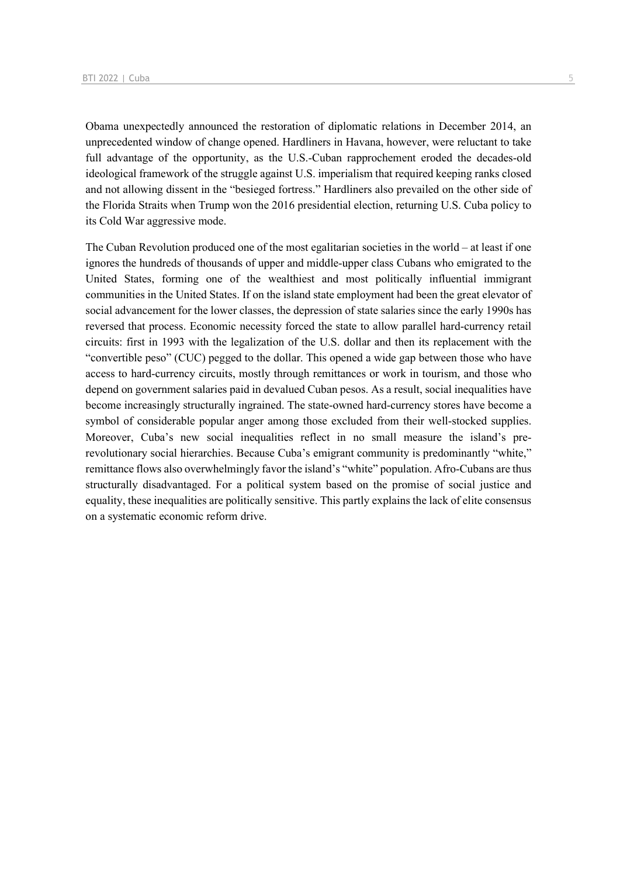Obama unexpectedly announced the restoration of diplomatic relations in December 2014, an unprecedented window of change opened. Hardliners in Havana, however, were reluctant to take full advantage of the opportunity, as the U.S.-Cuban rapprochement eroded the decades-old ideological framework of the struggle against U.S. imperialism that required keeping ranks closed and not allowing dissent in the "besieged fortress." Hardliners also prevailed on the other side of the Florida Straits when Trump won the 2016 presidential election, returning U.S. Cuba policy to its Cold War aggressive mode.

The Cuban Revolution produced one of the most egalitarian societies in the world – at least if one ignores the hundreds of thousands of upper and middle-upper class Cubans who emigrated to the United States, forming one of the wealthiest and most politically influential immigrant communities in the United States. If on the island state employment had been the great elevator of social advancement for the lower classes, the depression of state salaries since the early 1990s has reversed that process. Economic necessity forced the state to allow parallel hard-currency retail circuits: first in 1993 with the legalization of the U.S. dollar and then its replacement with the "convertible peso" (CUC) pegged to the dollar. This opened a wide gap between those who have access to hard-currency circuits, mostly through remittances or work in tourism, and those who depend on government salaries paid in devalued Cuban pesos. As a result, social inequalities have become increasingly structurally ingrained. The state-owned hard-currency stores have become a symbol of considerable popular anger among those excluded from their well-stocked supplies. Moreover, Cuba's new social inequalities reflect in no small measure the island's pre-revolutionary social hierarchies. Because Cuba's emigrant community is predominantly "white," remittance flows also overwhelmingly favor the island's "white" population. Afro-Cubans are thus structurally disadvantaged. For a political system based on the promise of social justice and equality, these inequalities are politically sensitive. This partly explains the lack of elite consensus on a systematic economic reform drive.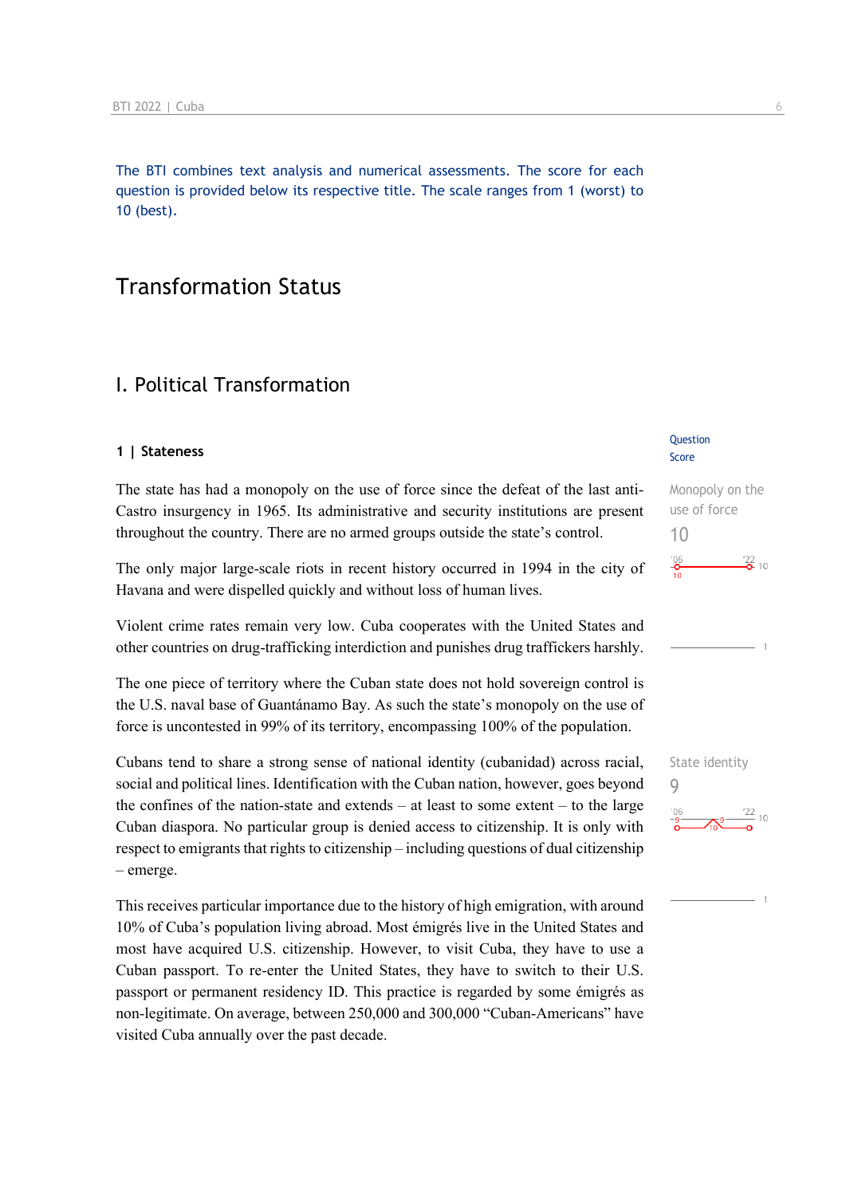The BTI combines text analysis and numerical assessments. The score for each question is provided below its respective title. The scale ranges from 1 (worst) to 10 (best).

# Transformation Status

## I. Political Transformation

### 1 | Stateness

Question Score

**Monopoly on the use of force**
10

The state has had a monopoly on the use of force since the defeat of the last anti-Castro insurgency in 1965. Its administrative and security institutions are present throughout the country. There are no armed groups outside the state's control.

The only major large-scale riots in recent history occurred in 1994 in the city of Havana and were dispelled quickly and without loss of human lives.

Violent crime rates remain very low. Cuba cooperates with the United States and other countries on drug-trafficking interdiction and punishes drug traffickers harshly.

The one piece of territory where the Cuban state does not hold sovereign control is the U.S. naval base of Guantánamo Bay. As such the state's monopoly on the use of force is uncontested in 99% of its territory, encompassing 100% of the population.

**State identity**
9

Cubans tend to share a strong sense of national identity (cubanidad) across racial, social and political lines. Identification with the Cuban nation, however, goes beyond the confines of the nation-state and extends – at least to some extent – to the large Cuban diaspora. No particular group is denied access to citizenship. It is only with respect to emigrants that rights to citizenship – including questions of dual citizenship – emerge.

This receives particular importance due to the history of high emigration, with around 10% of Cuba's population living abroad. Most émigrés live in the United States and most have acquired U.S. citizenship. However, to visit Cuba, they have to use a Cuban passport. To re-enter the United States, they have to switch to their U.S. passport or permanent residency ID. This practice is regarded by some émigrés as non-legitimate. On average, between 250,000 and 300,000 "Cuban-Americans" have visited Cuba annually over the past decade.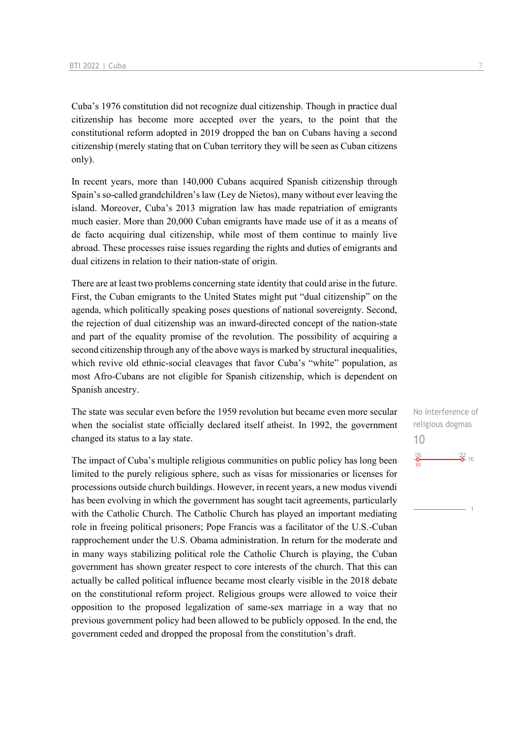Cuba's 1976 constitution did not recognize dual citizenship. Though in practice dual citizenship has become more accepted over the years, to the point that the constitutional reform adopted in 2019 dropped the ban on Cubans having a second citizenship (merely stating that on Cuban territory they will be seen as Cuban citizens only).

In recent years, more than 140,000 Cubans acquired Spanish citizenship through Spain's so-called grandchildren's law (Ley de Nietos), many without ever leaving the island. Moreover, Cuba's 2013 migration law has made repatriation of emigrants much easier. More than 20,000 Cuban emigrants have made use of it as a means of de facto acquiring dual citizenship, while most of them continue to mainly live abroad. These processes raise issues regarding the rights and duties of emigrants and dual citizens in relation to their nation-state of origin.

There are at least two problems concerning state identity that could arise in the future. First, the Cuban emigrants to the United States might put "dual citizenship" on the agenda, which politically speaking poses questions of national sovereignty. Second, the rejection of dual citizenship was an inward-directed concept of the nation-state and part of the equality promise of the revolution. The possibility of acquiring a second citizenship through any of the above ways is marked by structural inequalities, which revive old ethnic-social cleavages that favor Cuba's "white" population, as most Afro-Cubans are not eligible for Spanish citizenship, which is dependent on Spanish ancestry.

No interference of religious dogmas

10

'06: 10 — '22: 10

The state was secular even before the 1959 revolution but became even more secular when the socialist state officially declared itself atheist. In 1992, the government changed its status to a lay state.

The impact of Cuba's multiple religious communities on public policy has long been limited to the purely religious sphere, such as visas for missionaries or licenses for processions outside church buildings. However, in recent years, a new modus vivendi has been evolving in which the government has sought tacit agreements, particularly with the Catholic Church. The Catholic Church has played an important mediating role in freeing political prisoners; Pope Francis was a facilitator of the U.S.-Cuban rapprochement under the U.S. Obama administration. In return for the moderate and in many ways stabilizing political role the Catholic Church is playing, the Cuban government has shown greater respect to core interests of the church. That this can actually be called political influence became most clearly visible in the 2018 debate on the constitutional reform project. Religious groups were allowed to voice their opposition to the proposed legalization of same-sex marriage in a way that no previous government policy had been allowed to be publicly opposed. In the end, the government ceded and dropped the proposal from the constitution's draft.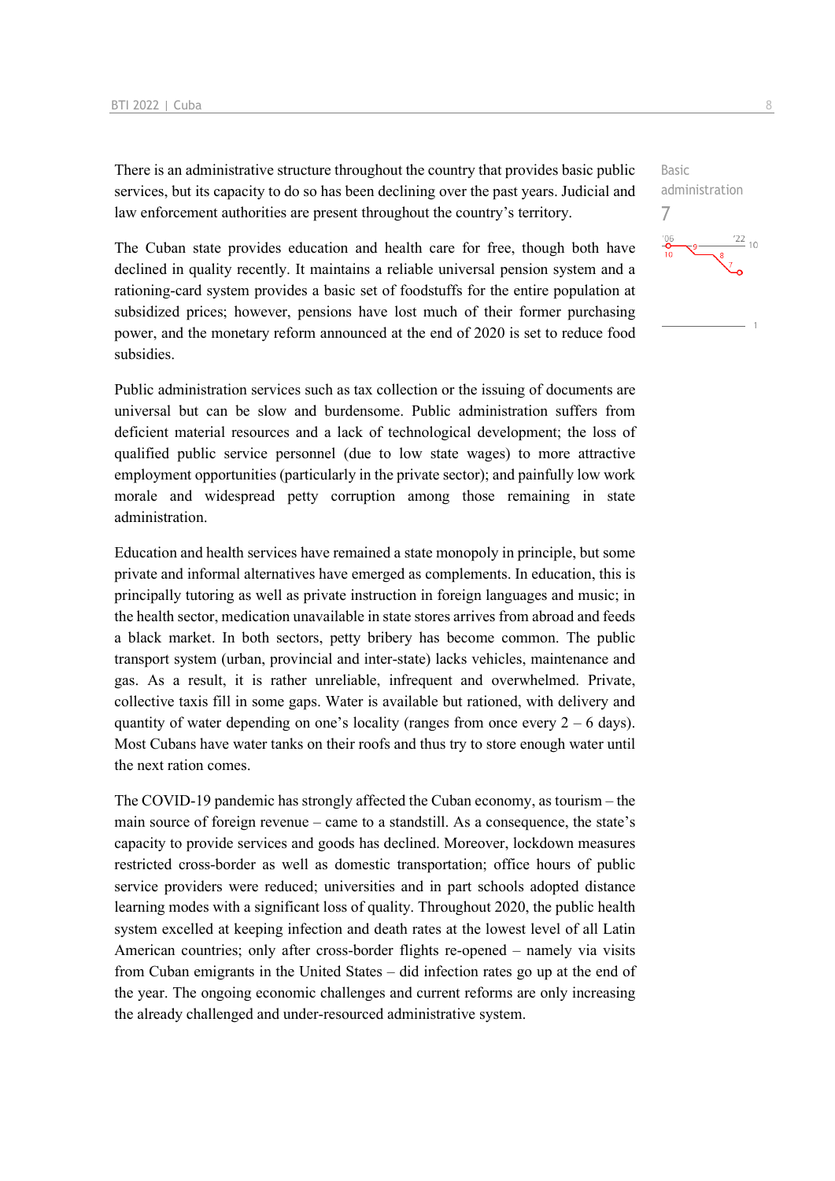There is an administrative structure throughout the country that provides basic public services, but its capacity to do so has been declining over the past years. Judicial and law enforcement authorities are present throughout the country's territory.

Basic administration
7

The Cuban state provides education and health care for free, though both have declined in quality recently. It maintains a reliable universal pension system and a rationing-card system provides a basic set of foodstuffs for the entire population at subsidized prices; however, pensions have lost much of their former purchasing power, and the monetary reform announced at the end of 2020 is set to reduce food subsidies.

Public administration services such as tax collection or the issuing of documents are universal but can be slow and burdensome. Public administration suffers from deficient material resources and a lack of technological development; the loss of qualified public service personnel (due to low state wages) to more attractive employment opportunities (particularly in the private sector); and painfully low work morale and widespread petty corruption among those remaining in state administration.

Education and health services have remained a state monopoly in principle, but some private and informal alternatives have emerged as complements. In education, this is principally tutoring as well as private instruction in foreign languages and music; in the health sector, medication unavailable in state stores arrives from abroad and feeds a black market. In both sectors, petty bribery has become common. The public transport system (urban, provincial and inter-state) lacks vehicles, maintenance and gas. As a result, it is rather unreliable, infrequent and overwhelmed. Private, collective taxis fill in some gaps. Water is available but rationed, with delivery and quantity of water depending on one's locality (ranges from once every 2 – 6 days). Most Cubans have water tanks on their roofs and thus try to store enough water until the next ration comes.

The COVID-19 pandemic has strongly affected the Cuban economy, as tourism – the main source of foreign revenue – came to a standstill. As a consequence, the state's capacity to provide services and goods has declined. Moreover, lockdown measures restricted cross-border as well as domestic transportation; office hours of public service providers were reduced; universities and in part schools adopted distance learning modes with a significant loss of quality. Throughout 2020, the public health system excelled at keeping infection and death rates at the lowest level of all Latin American countries; only after cross-border flights re-opened – namely via visits from Cuban emigrants in the United States – did infection rates go up at the end of the year. The ongoing economic challenges and current reforms are only increasing the already challenged and under-resourced administrative system.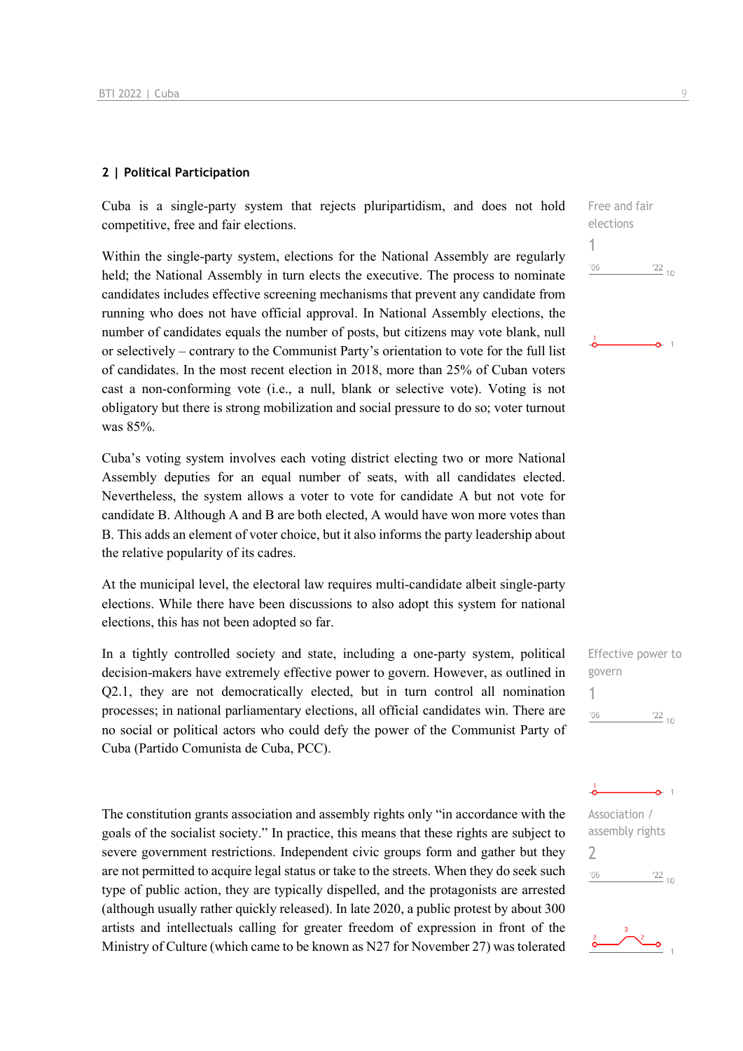## 2 | Political Participation

Cuba is a single-party system that rejects pluripartidism, and does not hold competitive, free and fair elections.

Free and fair elections
1

Within the single-party system, elections for the National Assembly are regularly held; the National Assembly in turn elects the executive. The process to nominate candidates includes effective screening mechanisms that prevent any candidate from running who does not have official approval. In National Assembly elections, the number of candidates equals the number of posts, but citizens may vote blank, null or selectively – contrary to the Communist Party's orientation to vote for the full list of candidates. In the most recent election in 2018, more than 25% of Cuban voters cast a non-conforming vote (i.e., a null, blank or selective vote). Voting is not obligatory but there is strong mobilization and social pressure to do so; voter turnout was 85%.

Cuba's voting system involves each voting district electing two or more National Assembly deputies for an equal number of seats, with all candidates elected. Nevertheless, the system allows a voter to vote for candidate A but not vote for candidate B. Although A and B are both elected, A would have won more votes than B. This adds an element of voter choice, but it also informs the party leadership about the relative popularity of its cadres.

At the municipal level, the electoral law requires multi-candidate albeit single-party elections. While there have been discussions to also adopt this system for national elections, this has not been adopted so far.

In a tightly controlled society and state, including a one-party system, political decision-makers have extremely effective power to govern. However, as outlined in Q2.1, they are not democratically elected, but in turn control all nomination processes; in national parliamentary elections, all official candidates win. There are no social or political actors who could defy the power of the Communist Party of Cuba (Partido Comunista de Cuba, PCC).

Effective power to govern
1

The constitution grants association and assembly rights only "in accordance with the goals of the socialist society." In practice, this means that these rights are subject to severe government restrictions. Independent civic groups form and gather but they are not permitted to acquire legal status or take to the streets. When they do seek such type of public action, they are typically dispelled, and the protagonists are arrested (although usually rather quickly released). In late 2020, a public protest by about 300 artists and intellectuals calling for greater freedom of expression in front of the Ministry of Culture (which came to be known as N27 for November 27) was tolerated

Association / assembly rights
2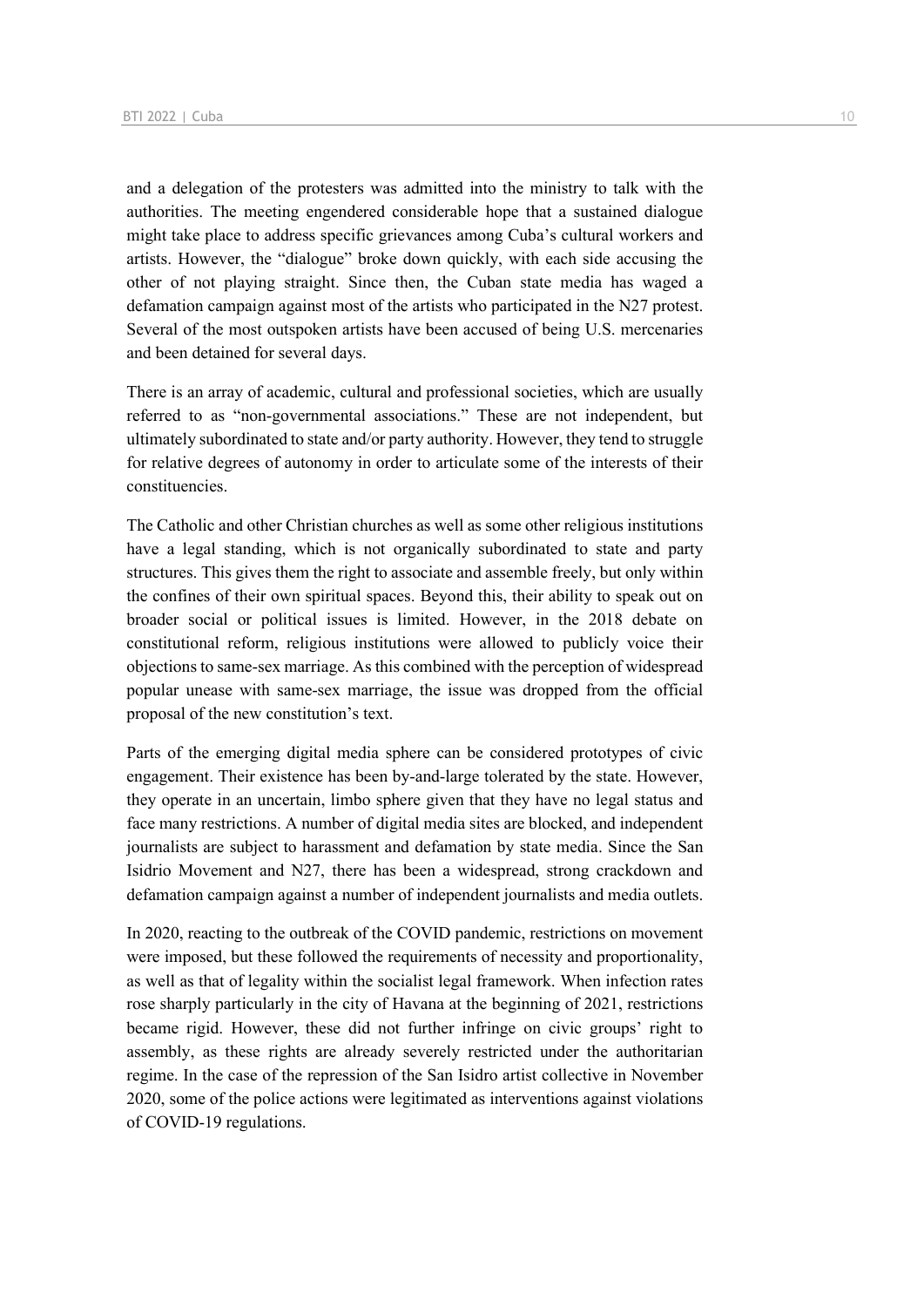and a delegation of the protesters was admitted into the ministry to talk with the authorities. The meeting engendered considerable hope that a sustained dialogue might take place to address specific grievances among Cuba's cultural workers and artists. However, the "dialogue" broke down quickly, with each side accusing the other of not playing straight. Since then, the Cuban state media has waged a defamation campaign against most of the artists who participated in the N27 protest. Several of the most outspoken artists have been accused of being U.S. mercenaries and been detained for several days.

There is an array of academic, cultural and professional societies, which are usually referred to as "non-governmental associations." These are not independent, but ultimately subordinated to state and/or party authority. However, they tend to struggle for relative degrees of autonomy in order to articulate some of the interests of their constituencies.

The Catholic and other Christian churches as well as some other religious institutions have a legal standing, which is not organically subordinated to state and party structures. This gives them the right to associate and assemble freely, but only within the confines of their own spiritual spaces. Beyond this, their ability to speak out on broader social or political issues is limited. However, in the 2018 debate on constitutional reform, religious institutions were allowed to publicly voice their objections to same-sex marriage. As this combined with the perception of widespread popular unease with same-sex marriage, the issue was dropped from the official proposal of the new constitution's text.

Parts of the emerging digital media sphere can be considered prototypes of civic engagement. Their existence has been by-and-large tolerated by the state. However, they operate in an uncertain, limbo sphere given that they have no legal status and face many restrictions. A number of digital media sites are blocked, and independent journalists are subject to harassment and defamation by state media. Since the San Isidrio Movement and N27, there has been a widespread, strong crackdown and defamation campaign against a number of independent journalists and media outlets.

In 2020, reacting to the outbreak of the COVID pandemic, restrictions on movement were imposed, but these followed the requirements of necessity and proportionality, as well as that of legality within the socialist legal framework. When infection rates rose sharply particularly in the city of Havana at the beginning of 2021, restrictions became rigid. However, these did not further infringe on civic groups' right to assembly, as these rights are already severely restricted under the authoritarian regime. In the case of the repression of the San Isidro artist collective in November 2020, some of the police actions were legitimated as interventions against violations of COVID-19 regulations.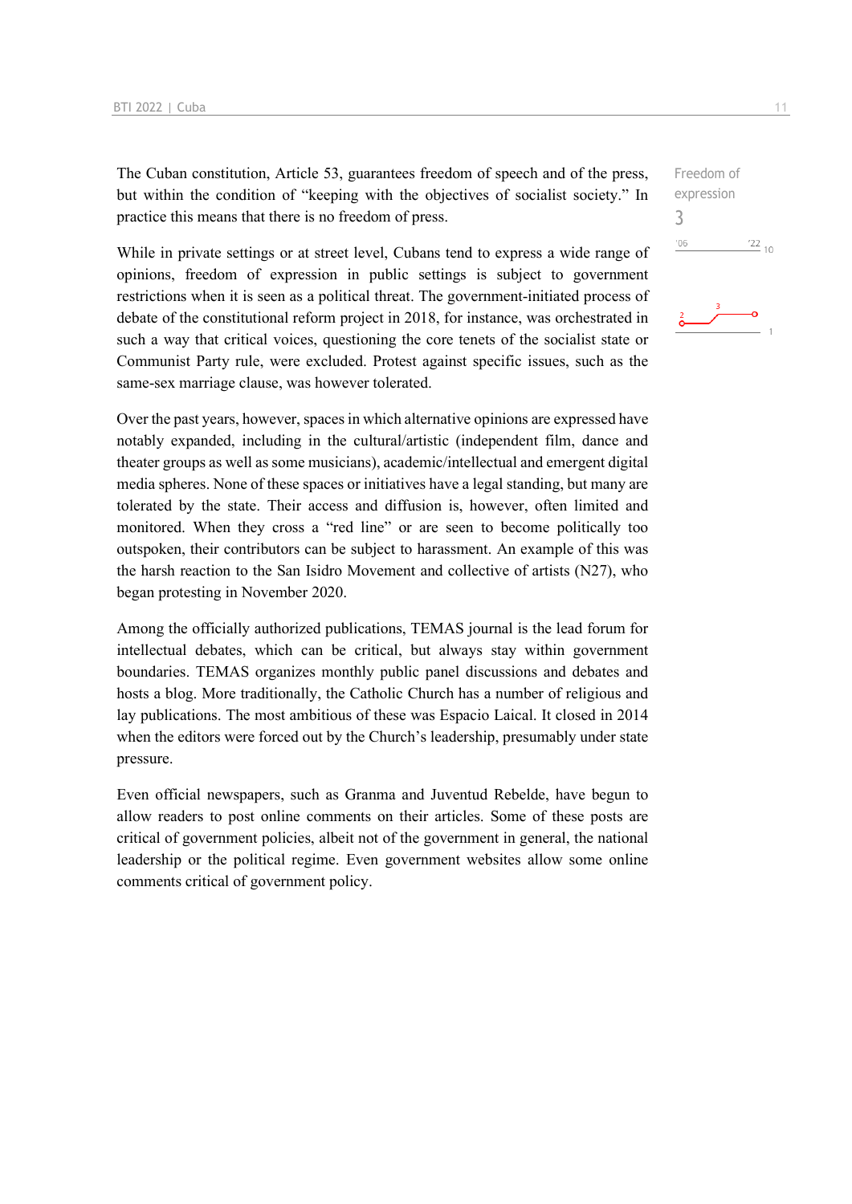Freedom of expression
3

The Cuban constitution, Article 53, guarantees freedom of speech and of the press, but within the condition of "keeping with the objectives of socialist society." In practice this means that there is no freedom of press.

While in private settings or at street level, Cubans tend to express a wide range of opinions, freedom of expression in public settings is subject to government restrictions when it is seen as a political threat. The government-initiated process of debate of the constitutional reform project in 2018, for instance, was orchestrated in such a way that critical voices, questioning the core tenets of the socialist state or Communist Party rule, were excluded. Protest against specific issues, such as the same-sex marriage clause, was however tolerated.

Over the past years, however, spaces in which alternative opinions are expressed have notably expanded, including in the cultural/artistic (independent film, dance and theater groups as well as some musicians), academic/intellectual and emergent digital media spheres. None of these spaces or initiatives have a legal standing, but many are tolerated by the state. Their access and diffusion is, however, often limited and monitored. When they cross a "red line" or are seen to become politically too outspoken, their contributors can be subject to harassment. An example of this was the harsh reaction to the San Isidro Movement and collective of artists (N27), who began protesting in November 2020.

Among the officially authorized publications, TEMAS journal is the lead forum for intellectual debates, which can be critical, but always stay within government boundaries. TEMAS organizes monthly public panel discussions and debates and hosts a blog. More traditionally, the Catholic Church has a number of religious and lay publications. The most ambitious of these was Espacio Laical. It closed in 2014 when the editors were forced out by the Church's leadership, presumably under state pressure.

Even official newspapers, such as Granma and Juventud Rebelde, have begun to allow readers to post online comments on their articles. Some of these posts are critical of government policies, albeit not of the government in general, the national leadership or the political regime. Even government websites allow some online comments critical of government policy.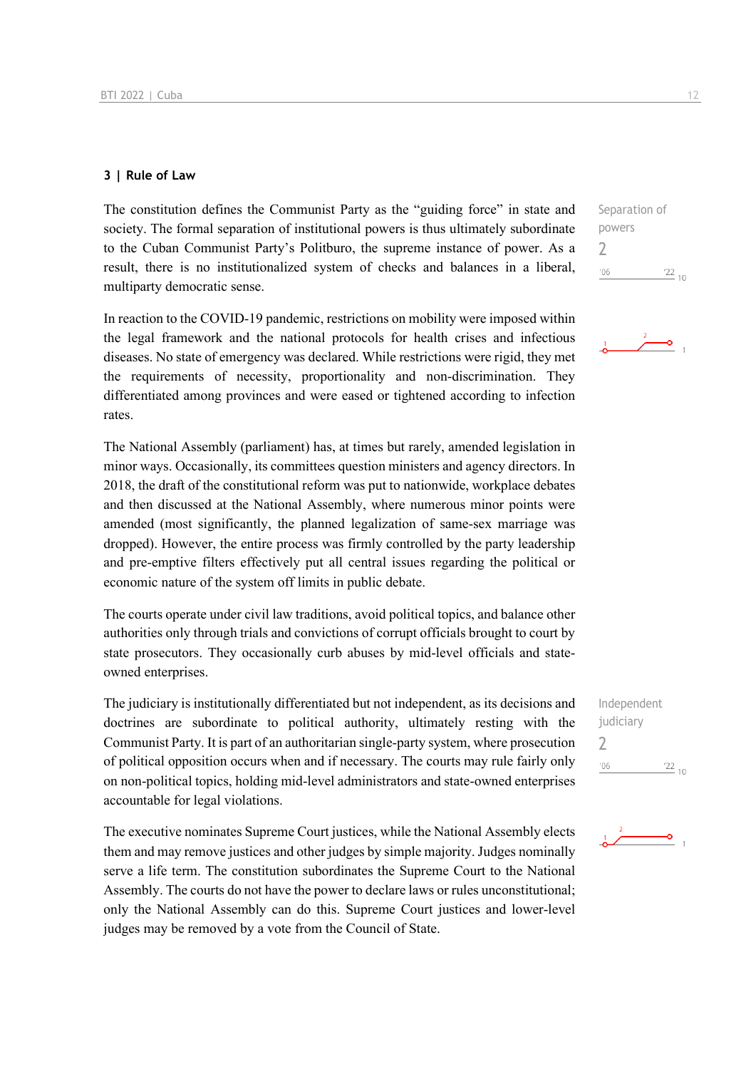### 3 | Rule of Law

The constitution defines the Communist Party as the "guiding force" in state and society. The formal separation of institutional powers is thus ultimately subordinate to the Cuban Communist Party's Politburo, the supreme instance of power. As a result, there is no institutionalized system of checks and balances in a liberal, multiparty democratic sense.

Separation of powers
2

In reaction to the COVID-19 pandemic, restrictions on mobility were imposed within the legal framework and the national protocols for health crises and infectious diseases. No state of emergency was declared. While restrictions were rigid, they met the requirements of necessity, proportionality and non-discrimination. They differentiated among provinces and were eased or tightened according to infection rates.

The National Assembly (parliament) has, at times but rarely, amended legislation in minor ways. Occasionally, its committees question ministers and agency directors. In 2018, the draft of the constitutional reform was put to nationwide, workplace debates and then discussed at the National Assembly, where numerous minor points were amended (most significantly, the planned legalization of same-sex marriage was dropped). However, the entire process was firmly controlled by the party leadership and pre-emptive filters effectively put all central issues regarding the political or economic nature of the system off limits in public debate.

The courts operate under civil law traditions, avoid political topics, and balance other authorities only through trials and convictions of corrupt officials brought to court by state prosecutors. They occasionally curb abuses by mid-level officials and state-owned enterprises.

The judiciary is institutionally differentiated but not independent, as its decisions and doctrines are subordinate to political authority, ultimately resting with the Communist Party. It is part of an authoritarian single-party system, where prosecution of political opposition occurs when and if necessary. The courts may rule fairly only on non-political topics, holding mid-level administrators and state-owned enterprises accountable for legal violations.

Independent judiciary
2

The executive nominates Supreme Court justices, while the National Assembly elects them and may remove justices and other judges by simple majority. Judges nominally serve a life term. The constitution subordinates the Supreme Court to the National Assembly. The courts do not have the power to declare laws or rules unconstitutional; only the National Assembly can do this. Supreme Court justices and lower-level judges may be removed by a vote from the Council of State.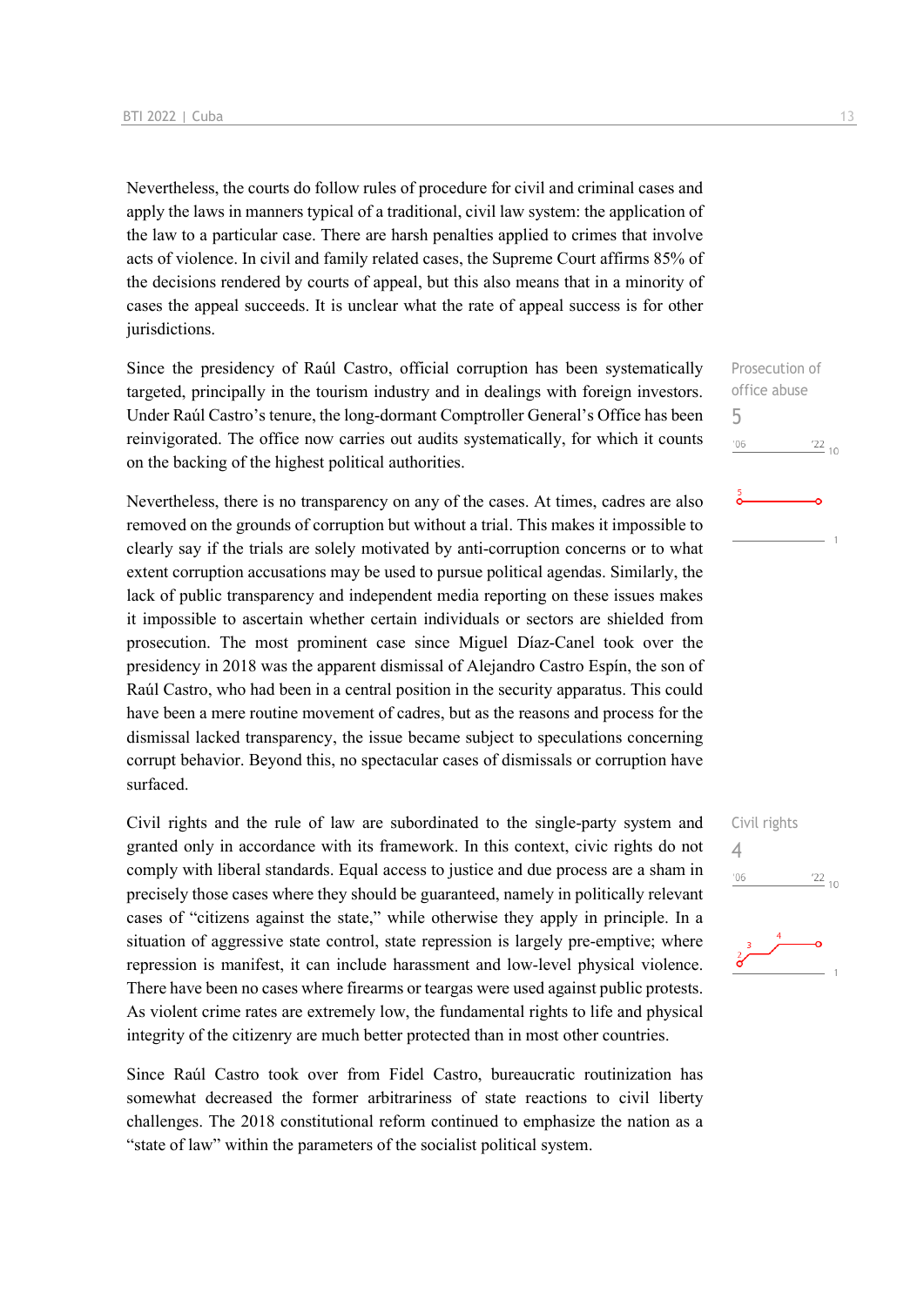Nevertheless, the courts do follow rules of procedure for civil and criminal cases and apply the laws in manners typical of a traditional, civil law system: the application of the law to a particular case. There are harsh penalties applied to crimes that involve acts of violence. In civil and family related cases, the Supreme Court affirms 85% of the decisions rendered by courts of appeal, but this also means that in a minority of cases the appeal succeeds. It is unclear what the rate of appeal success is for other jurisdictions.

Prosecution of office abuse
5

Since the presidency of Raúl Castro, official corruption has been systematically targeted, principally in the tourism industry and in dealings with foreign investors. Under Raúl Castro's tenure, the long-dormant Comptroller General's Office has been reinvigorated. The office now carries out audits systematically, for which it counts on the backing of the highest political authorities.

Nevertheless, there is no transparency on any of the cases. At times, cadres are also removed on the grounds of corruption but without a trial. This makes it impossible to clearly say if the trials are solely motivated by anti-corruption concerns or to what extent corruption accusations may be used to pursue political agendas. Similarly, the lack of public transparency and independent media reporting on these issues makes it impossible to ascertain whether certain individuals or sectors are shielded from prosecution. The most prominent case since Miguel Díaz-Canel took over the presidency in 2018 was the apparent dismissal of Alejandro Castro Espín, the son of Raúl Castro, who had been in a central position in the security apparatus. This could have been a mere routine movement of cadres, but as the reasons and process for the dismissal lacked transparency, the issue became subject to speculations concerning corrupt behavior. Beyond this, no spectacular cases of dismissals or corruption have surfaced.

Civil rights
4

Civil rights and the rule of law are subordinated to the single-party system and granted only in accordance with its framework. In this context, civic rights do not comply with liberal standards. Equal access to justice and due process are a sham in precisely those cases where they should be guaranteed, namely in politically relevant cases of "citizens against the state," while otherwise they apply in principle. In a situation of aggressive state control, state repression is largely pre-emptive; where repression is manifest, it can include harassment and low-level physical violence. There have been no cases where firearms or teargas were used against public protests. As violent crime rates are extremely low, the fundamental rights to life and physical integrity of the citizenry are much better protected than in most other countries.

Since Raúl Castro took over from Fidel Castro, bureaucratic routinization has somewhat decreased the former arbitrariness of state reactions to civil liberty challenges. The 2018 constitutional reform continued to emphasize the nation as a "state of law" within the parameters of the socialist political system.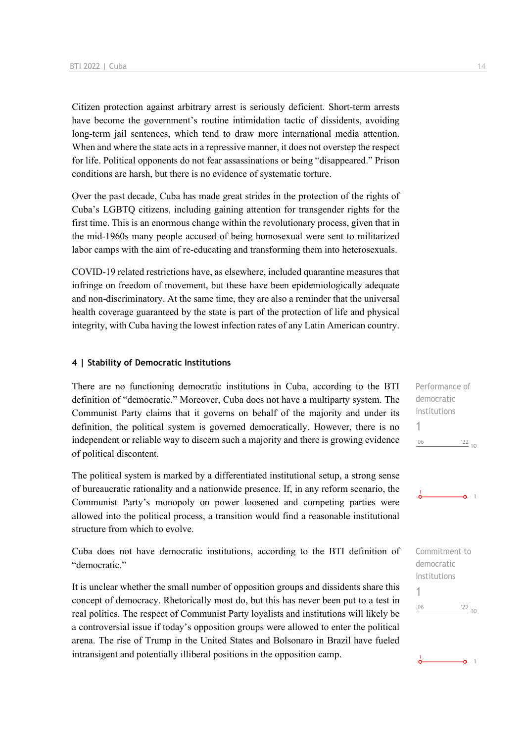Citizen protection against arbitrary arrest is seriously deficient. Short-term arrests have become the government's routine intimidation tactic of dissidents, avoiding long-term jail sentences, which tend to draw more international media attention. When and where the state acts in a repressive manner, it does not overstep the respect for life. Political opponents do not fear assassinations or being "disappeared." Prison conditions are harsh, but there is no evidence of systematic torture.

Over the past decade, Cuba has made great strides in the protection of the rights of Cuba's LGBTQ citizens, including gaining attention for transgender rights for the first time. This is an enormous change within the revolutionary process, given that in the mid-1960s many people accused of being homosexual were sent to militarized labor camps with the aim of re-educating and transforming them into heterosexuals.

COVID-19 related restrictions have, as elsewhere, included quarantine measures that infringe on freedom of movement, but these have been epidemiologically adequate and non-discriminatory. At the same time, they are also a reminder that the universal health coverage guaranteed by the state is part of the protection of life and physical integrity, with Cuba having the lowest infection rates of any Latin American country.

#### 4 | Stability of Democratic Institutions

Performance of democratic institutions
1

There are no functioning democratic institutions in Cuba, according to the BTI definition of "democratic." Moreover, Cuba does not have a multiparty system. The Communist Party claims that it governs on behalf of the majority and under its definition, the political system is governed democratically. However, there is no independent or reliable way to discern such a majority and there is growing evidence of political discontent.

The political system is marked by a differentiated institutional setup, a strong sense of bureaucratic rationality and a nationwide presence. If, in any reform scenario, the Communist Party's monopoly on power loosened and competing parties were allowed into the political process, a transition would find a reasonable institutional structure from which to evolve.

Commitment to democratic institutions
1

Cuba does not have democratic institutions, according to the BTI definition of "democratic."

It is unclear whether the small number of opposition groups and dissidents share this concept of democracy. Rhetorically most do, but this has never been put to a test in real politics. The respect of Communist Party loyalists and institutions will likely be a controversial issue if today's opposition groups were allowed to enter the political arena. The rise of Trump in the United States and Bolsonaro in Brazil have fueled intransigent and potentially illiberal positions in the opposition camp.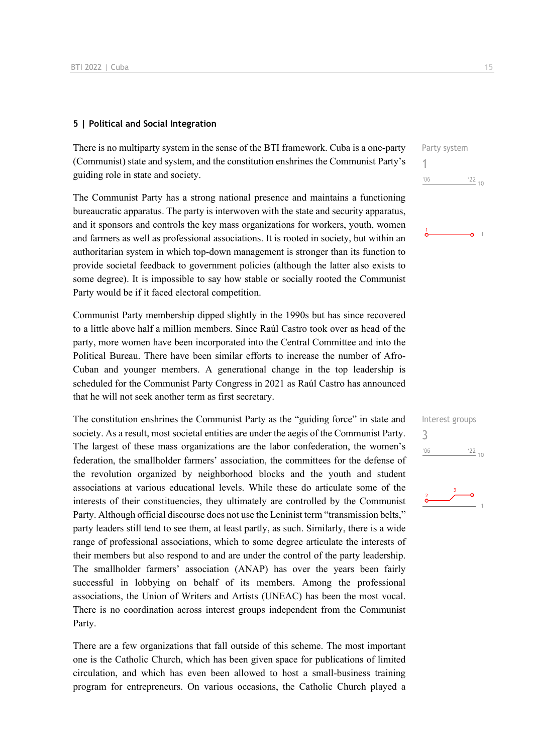## 5 | Political and Social Integration

Party system

1

There is no multiparty system in the sense of the BTI framework. Cuba is a one-party (Communist) state and system, and the constitution enshrines the Communist Party's guiding role in state and society.

The Communist Party has a strong national presence and maintains a functioning bureaucratic apparatus. The party is interwoven with the state and security apparatus, and it sponsors and controls the key mass organizations for workers, youth, women and farmers as well as professional associations. It is rooted in society, but within an authoritarian system in which top-down management is stronger than its function to provide societal feedback to government policies (although the latter also exists to some degree). It is impossible to say how stable or socially rooted the Communist Party would be if it faced electoral competition.

Communist Party membership dipped slightly in the 1990s but has since recovered to a little above half a million members. Since Raúl Castro took over as head of the party, more women have been incorporated into the Central Committee and into the Political Bureau. There have been similar efforts to increase the number of Afro-Cuban and younger members. A generational change in the top leadership is scheduled for the Communist Party Congress in 2021 as Raúl Castro has announced that he will not seek another term as first secretary.

Interest groups

3

The constitution enshrines the Communist Party as the "guiding force" in state and society. As a result, most societal entities are under the aegis of the Communist Party. The largest of these mass organizations are the labor confederation, the women's federation, the smallholder farmers' association, the committees for the defense of the revolution organized by neighborhood blocks and the youth and student associations at various educational levels. While these do articulate some of the interests of their constituencies, they ultimately are controlled by the Communist Party. Although official discourse does not use the Leninist term "transmission belts," party leaders still tend to see them, at least partly, as such. Similarly, there is a wide range of professional associations, which to some degree articulate the interests of their members but also respond to and are under the control of the party leadership. The smallholder farmers' association (ANAP) has over the years been fairly successful in lobbying on behalf of its members. Among the professional associations, the Union of Writers and Artists (UNEAC) has been the most vocal. There is no coordination across interest groups independent from the Communist Party.

There are a few organizations that fall outside of this scheme. The most important one is the Catholic Church, which has been given space for publications of limited circulation, and which has even been allowed to host a small-business training program for entrepreneurs. On various occasions, the Catholic Church played a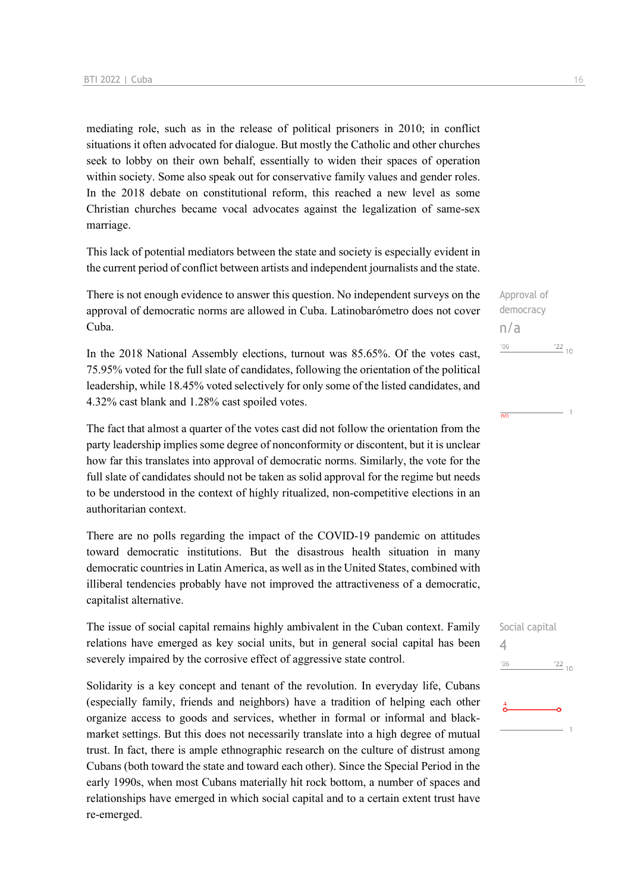mediating role, such as in the release of political prisoners in 2010; in conflict situations it often advocated for dialogue. But mostly the Catholic and other churches seek to lobby on their own behalf, essentially to widen their spaces of operation within society. Some also speak out for conservative family values and gender roles. In the 2018 debate on constitutional reform, this reached a new level as some Christian churches became vocal advocates against the legalization of same-sex marriage.

This lack of potential mediators between the state and society is especially evident in the current period of conflict between artists and independent journalists and the state.

Approval of democracy
n/a

There is not enough evidence to answer this question. No independent surveys on the approval of democratic norms are allowed in Cuba. Latinobarómetro does not cover Cuba.

In the 2018 National Assembly elections, turnout was 85.65%. Of the votes cast, 75.95% voted for the full slate of candidates, following the orientation of the political leadership, while 18.45% voted selectively for only some of the listed candidates, and 4.32% cast blank and 1.28% cast spoiled votes.

The fact that almost a quarter of the votes cast did not follow the orientation from the party leadership implies some degree of nonconformity or discontent, but it is unclear how far this translates into approval of democratic norms. Similarly, the vote for the full slate of candidates should not be taken as solid approval for the regime but needs to be understood in the context of highly ritualized, non-competitive elections in an authoritarian context.

There are no polls regarding the impact of the COVID-19 pandemic on attitudes toward democratic institutions. But the disastrous health situation in many democratic countries in Latin America, as well as in the United States, combined with illiberal tendencies probably have not improved the attractiveness of a democratic, capitalist alternative.

Social capital
4

The issue of social capital remains highly ambivalent in the Cuban context. Family relations have emerged as key social units, but in general social capital has been severely impaired by the corrosive effect of aggressive state control.

Solidarity is a key concept and tenant of the revolution. In everyday life, Cubans (especially family, friends and neighbors) have a tradition of helping each other organize access to goods and services, whether in formal or informal and black-market settings. But this does not necessarily translate into a high degree of mutual trust. In fact, there is ample ethnographic research on the culture of distrust among Cubans (both toward the state and toward each other). Since the Special Period in the early 1990s, when most Cubans materially hit rock bottom, a number of spaces and relationships have emerged in which social capital and to a certain extent trust have re-emerged.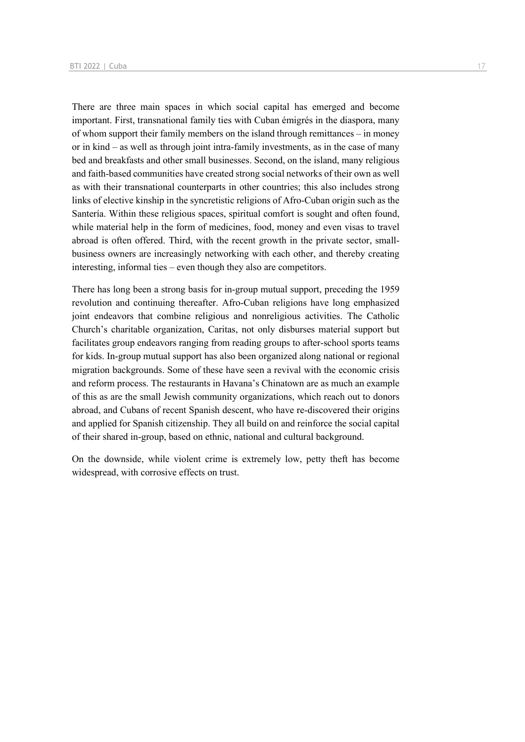There are three main spaces in which social capital has emerged and become important. First, transnational family ties with Cuban émigrés in the diaspora, many of whom support their family members on the island through remittances – in money or in kind – as well as through joint intra-family investments, as in the case of many bed and breakfasts and other small businesses. Second, on the island, many religious and faith-based communities have created strong social networks of their own as well as with their transnational counterparts in other countries; this also includes strong links of elective kinship in the syncretistic religions of Afro-Cuban origin such as the Santería. Within these religious spaces, spiritual comfort is sought and often found, while material help in the form of medicines, food, money and even visas to travel abroad is often offered. Third, with the recent growth in the private sector, small-business owners are increasingly networking with each other, and thereby creating interesting, informal ties – even though they also are competitors.

There has long been a strong basis for in-group mutual support, preceding the 1959 revolution and continuing thereafter. Afro-Cuban religions have long emphasized joint endeavors that combine religious and nonreligious activities. The Catholic Church's charitable organization, Caritas, not only disburses material support but facilitates group endeavors ranging from reading groups to after-school sports teams for kids. In-group mutual support has also been organized along national or regional migration backgrounds. Some of these have seen a revival with the economic crisis and reform process. The restaurants in Havana's Chinatown are as much an example of this as are the small Jewish community organizations, which reach out to donors abroad, and Cubans of recent Spanish descent, who have re-discovered their origins and applied for Spanish citizenship. They all build on and reinforce the social capital of their shared in-group, based on ethnic, national and cultural background.

On the downside, while violent crime is extremely low, petty theft has become widespread, with corrosive effects on trust.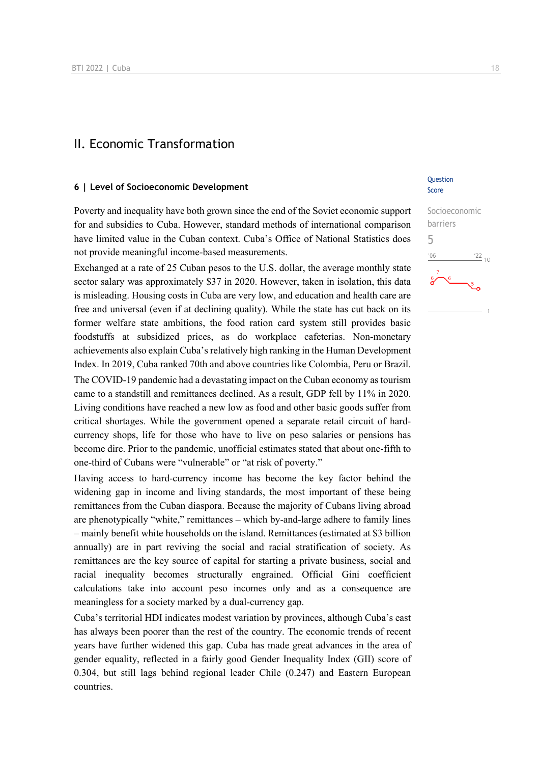# II. Economic Transformation

## 6 | Level of Socioeconomic Development

Question Score

Socioeconomic barriers

5

Poverty and inequality have both grown since the end of the Soviet economic support for and subsidies to Cuba. However, standard methods of international comparison have limited value in the Cuban context. Cuba's Office of National Statistics does not provide meaningful income-based measurements.

Exchanged at a rate of 25 Cuban pesos to the U.S. dollar, the average monthly state sector salary was approximately $37 in 2020. However, taken in isolation, this data is misleading. Housing costs in Cuba are very low, and education and health care are free and universal (even if at declining quality). While the state has cut back on its former welfare state ambitions, the food ration card system still provides basic foodstuffs at subsidized prices, as do workplace cafeterias. Non-monetary achievements also explain Cuba's relatively high ranking in the Human Development Index. In 2019, Cuba ranked 70th and above countries like Colombia, Peru or Brazil.

The COVID-19 pandemic had a devastating impact on the Cuban economy as tourism came to a standstill and remittances declined. As a result, GDP fell by 11% in 2020. Living conditions have reached a new low as food and other basic goods suffer from critical shortages. While the government opened a separate retail circuit of hard-currency shops, life for those who have to live on peso salaries or pensions has become dire. Prior to the pandemic, unofficial estimates stated that about one-fifth to one-third of Cubans were "vulnerable" or "at risk of poverty."

Having access to hard-currency income has become the key factor behind the widening gap in income and living standards, the most important of these being remittances from the Cuban diaspora. Because the majority of Cubans living abroad are phenotypically "white," remittances – which by-and-large adhere to family lines – mainly benefit white households on the island. Remittances (estimated at $3 billion annually) are in part reviving the social and racial stratification of society. As remittances are the key source of capital for starting a private business, social and racial inequality becomes structurally engrained. Official Gini coefficient calculations take into account peso incomes only and as a consequence are meaningless for a society marked by a dual-currency gap.

Cuba's territorial HDI indicates modest variation by provinces, although Cuba's east has always been poorer than the rest of the country. The economic trends of recent years have further widened this gap. Cuba has made great advances in the area of gender equality, reflected in a fairly good Gender Inequality Index (GII) score of 0.304, but still lags behind regional leader Chile (0.247) and Eastern European countries.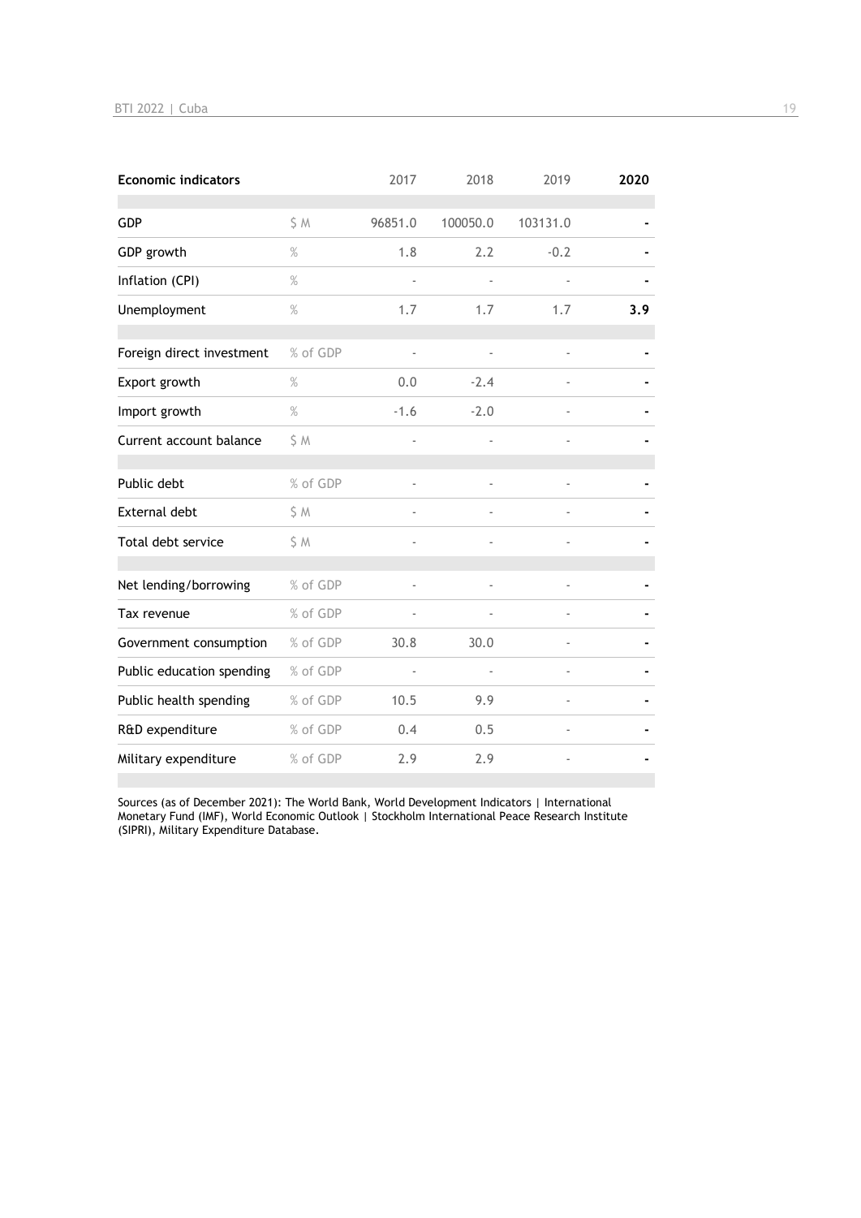| Economic indicators | | 2017 | 2018 | 2019 | 2020 |
|---|---|---|---|---|---|
| GDP | $ M | 96851.0 | 100050.0 | 103131.0 | - |
| GDP growth | % | 1.8 | 2.2 | -0.2 | - |
| Inflation (CPI) | % | - | - | - | - |
| Unemployment | % | 1.7 | 1.7 | 1.7 | **3.9** |
| Foreign direct investment | % of GDP | - | - | - | - |
| Export growth | % | 0.0 | -2.4 | - | - |
| Import growth | % | -1.6 | -2.0 | - | - |
| Current account balance | $ M | - | - | - | - |
| Public debt | % of GDP | - | - | - | - |
| External debt | $ M | - | - | - | - |
| Total debt service | $ M | - | - | - | - |
| Net lending/borrowing | % of GDP | - | - | - | - |
| Tax revenue | % of GDP | - | - | - | - |
| Government consumption | % of GDP | 30.8 | 30.0 | - | - |
| Public education spending | % of GDP | - | - | - | - |
| Public health spending | % of GDP | 10.5 | 9.9 | - | - |
| R&D expenditure | % of GDP | 0.4 | 0.5 | - | - |
| Military expenditure | % of GDP | 2.9 | 2.9 | - | - |

Sources (as of December 2021): The World Bank, World Development Indicators | International Monetary Fund (IMF), World Economic Outlook | Stockholm International Peace Research Institute (SIPRI), Military Expenditure Database.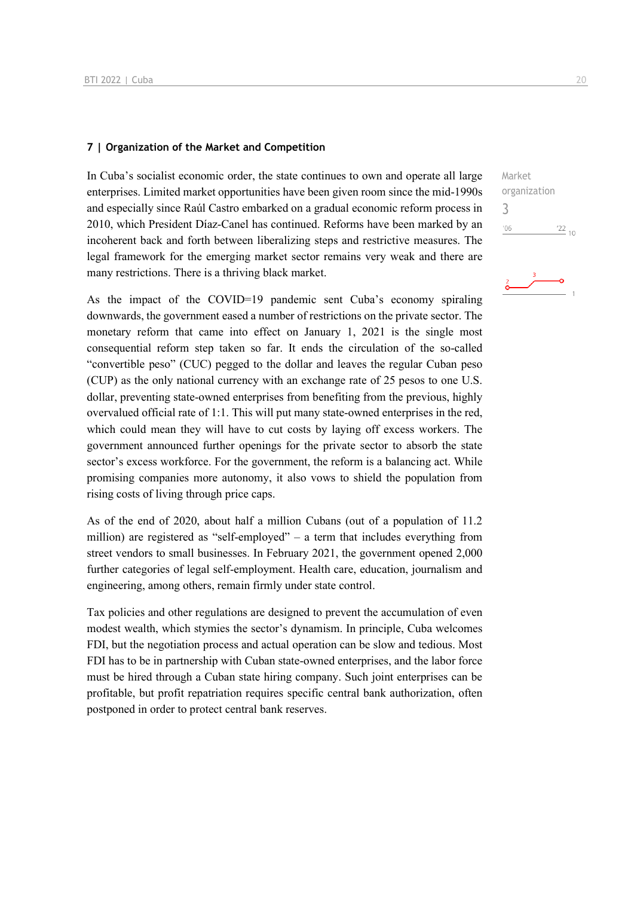## 7 | Organization of the Market and Competition

Market organization
3

In Cuba's socialist economic order, the state continues to own and operate all large enterprises. Limited market opportunities have been given room since the mid-1990s and especially since Raúl Castro embarked on a gradual economic reform process in 2010, which President Díaz-Canel has continued. Reforms have been marked by an incoherent back and forth between liberalizing steps and restrictive measures. The legal framework for the emerging market sector remains very weak and there are many restrictions. There is a thriving black market.

As the impact of the COVID=19 pandemic sent Cuba's economy spiraling downwards, the government eased a number of restrictions on the private sector. The monetary reform that came into effect on January 1, 2021 is the single most consequential reform step taken so far. It ends the circulation of the so-called "convertible peso" (CUC) pegged to the dollar and leaves the regular Cuban peso (CUP) as the only national currency with an exchange rate of 25 pesos to one U.S. dollar, preventing state-owned enterprises from benefiting from the previous, highly overvalued official rate of 1:1. This will put many state-owned enterprises in the red, which could mean they will have to cut costs by laying off excess workers. The government announced further openings for the private sector to absorb the state sector's excess workforce. For the government, the reform is a balancing act. While promising companies more autonomy, it also vows to shield the population from rising costs of living through price caps.

As of the end of 2020, about half a million Cubans (out of a population of 11.2 million) are registered as "self-employed" – a term that includes everything from street vendors to small businesses. In February 2021, the government opened 2,000 further categories of legal self-employment. Health care, education, journalism and engineering, among others, remain firmly under state control.

Tax policies and other regulations are designed to prevent the accumulation of even modest wealth, which stymies the sector's dynamism. In principle, Cuba welcomes FDI, but the negotiation process and actual operation can be slow and tedious. Most FDI has to be in partnership with Cuban state-owned enterprises, and the labor force must be hired through a Cuban state hiring company. Such joint enterprises can be profitable, but profit repatriation requires specific central bank authorization, often postponed in order to protect central bank reserves.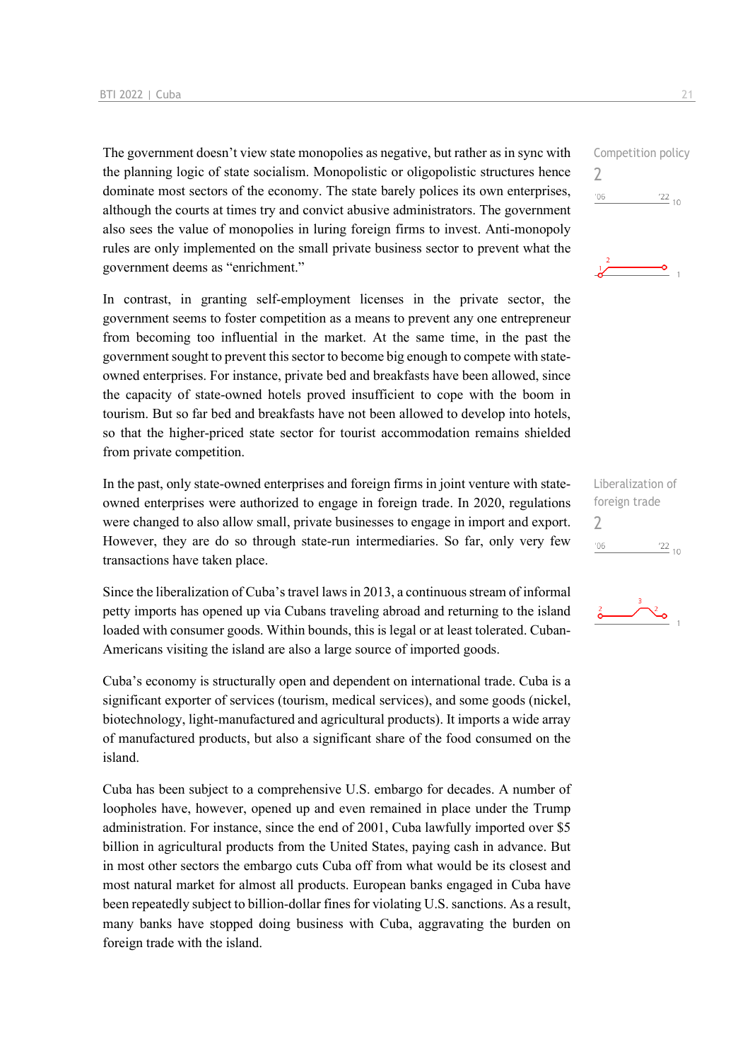Competition policy

2

The government doesn't view state monopolies as negative, but rather as in sync with the planning logic of state socialism. Monopolistic or oligopolistic structures hence dominate most sectors of the economy. The state barely polices its own enterprises, although the courts at times try and convict abusive administrators. The government also sees the value of monopolies in luring foreign firms to invest. Anti-monopoly rules are only implemented on the small private business sector to prevent what the government deems as "enrichment."

In contrast, in granting self-employment licenses in the private sector, the government seems to foster competition as a means to prevent any one entrepreneur from becoming too influential in the market. At the same time, in the past the government sought to prevent this sector to become big enough to compete with state-owned enterprises. For instance, private bed and breakfasts have been allowed, since the capacity of state-owned hotels proved insufficient to cope with the boom in tourism. But so far bed and breakfasts have not been allowed to develop into hotels, so that the higher-priced state sector for tourist accommodation remains shielded from private competition.

Liberalization of foreign trade

2

In the past, only state-owned enterprises and foreign firms in joint venture with state-owned enterprises were authorized to engage in foreign trade. In 2020, regulations were changed to also allow small, private businesses to engage in import and export. However, they are do so through state-run intermediaries. So far, only very few transactions have taken place.

Since the liberalization of Cuba's travel laws in 2013, a continuous stream of informal petty imports has opened up via Cubans traveling abroad and returning to the island loaded with consumer goods. Within bounds, this is legal or at least tolerated. Cuban-Americans visiting the island are also a large source of imported goods.

Cuba's economy is structurally open and dependent on international trade. Cuba is a significant exporter of services (tourism, medical services), and some goods (nickel, biotechnology, light-manufactured and agricultural products). It imports a wide array of manufactured products, but also a significant share of the food consumed on the island.

Cuba has been subject to a comprehensive U.S. embargo for decades. A number of loopholes have, however, opened up and even remained in place under the Trump administration. For instance, since the end of 2001, Cuba lawfully imported over $5 billion in agricultural products from the United States, paying cash in advance. But in most other sectors the embargo cuts Cuba off from what would be its closest and most natural market for almost all products. European banks engaged in Cuba have been repeatedly subject to billion-dollar fines for violating U.S. sanctions. As a result, many banks have stopped doing business with Cuba, aggravating the burden on foreign trade with the island.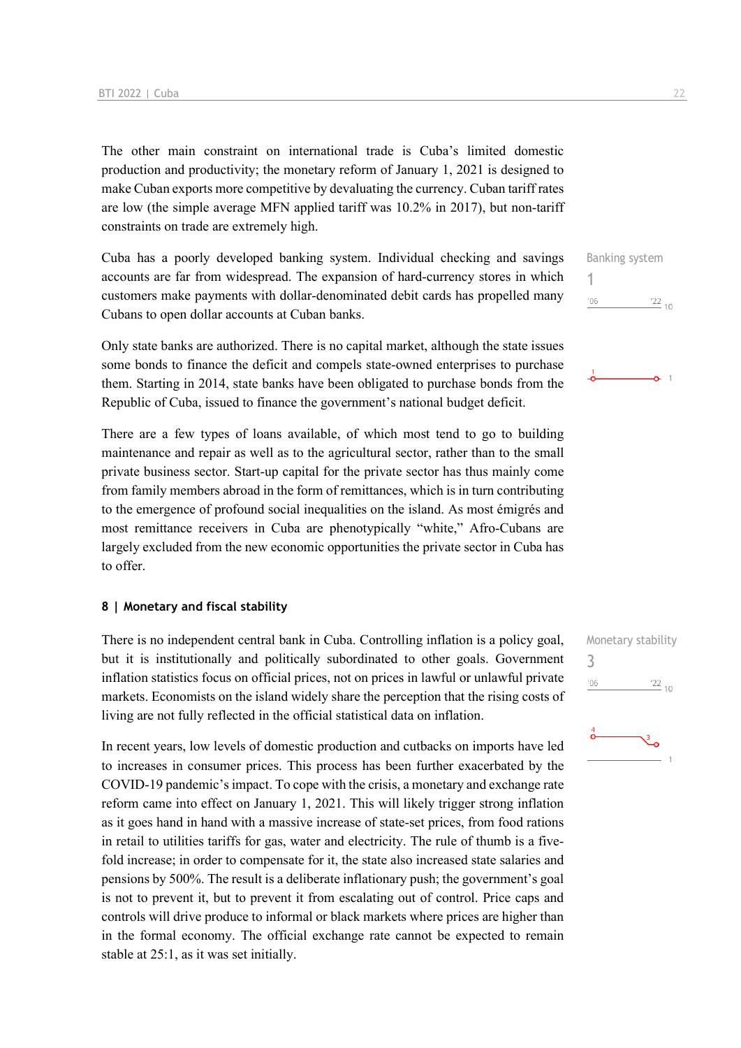The other main constraint on international trade is Cuba's limited domestic production and productivity; the monetary reform of January 1, 2021 is designed to make Cuban exports more competitive by devaluating the currency. Cuban tariff rates are low (the simple average MFN applied tariff was 10.2% in 2017), but non-tariff constraints on trade are extremely high.

Banking system
1

Cuba has a poorly developed banking system. Individual checking and savings accounts are far from widespread. The expansion of hard-currency stores in which customers make payments with dollar-denominated debit cards has propelled many Cubans to open dollar accounts at Cuban banks.

Only state banks are authorized. There is no capital market, although the state issues some bonds to finance the deficit and compels state-owned enterprises to purchase them. Starting in 2014, state banks have been obligated to purchase bonds from the Republic of Cuba, issued to finance the government's national budget deficit.

There are a few types of loans available, of which most tend to go to building maintenance and repair as well as to the agricultural sector, rather than to the small private business sector. Start-up capital for the private sector has thus mainly come from family members abroad in the form of remittances, which is in turn contributing to the emergence of profound social inequalities on the island. As most émigrés and most remittance receivers in Cuba are phenotypically "white," Afro-Cubans are largely excluded from the new economic opportunities the private sector in Cuba has to offer.

#### 8 | Monetary and fiscal stability

Monetary stability
3

There is no independent central bank in Cuba. Controlling inflation is a policy goal, but it is institutionally and politically subordinated to other goals. Government inflation statistics focus on official prices, not on prices in lawful or unlawful private markets. Economists on the island widely share the perception that the rising costs of living are not fully reflected in the official statistical data on inflation.

In recent years, low levels of domestic production and cutbacks on imports have led to increases in consumer prices. This process has been further exacerbated by the COVID-19 pandemic's impact. To cope with the crisis, a monetary and exchange rate reform came into effect on January 1, 2021. This will likely trigger strong inflation as it goes hand in hand with a massive increase of state-set prices, from food rations in retail to utilities tariffs for gas, water and electricity. The rule of thumb is a five-fold increase; in order to compensate for it, the state also increased state salaries and pensions by 500%. The result is a deliberate inflationary push; the government's goal is not to prevent it, but to prevent it from escalating out of control. Price caps and controls will drive produce to informal or black markets where prices are higher than in the formal economy. The official exchange rate cannot be expected to remain stable at 25:1, as it was set initially.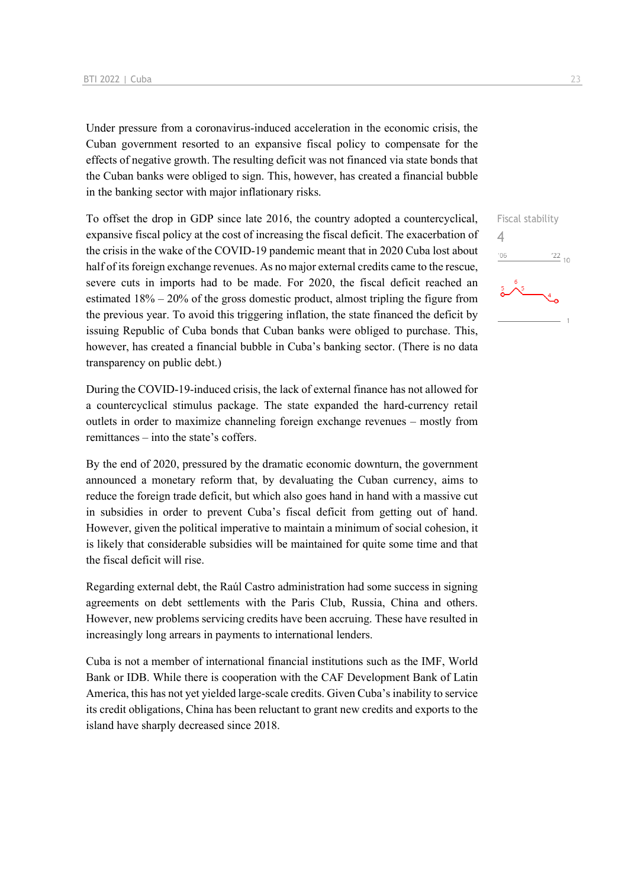Under pressure from a coronavirus-induced acceleration in the economic crisis, the Cuban government resorted to an expansive fiscal policy to compensate for the effects of negative growth. The resulting deficit was not financed via state bonds that the Cuban banks were obliged to sign. This, however, has created a financial bubble in the banking sector with major inflationary risks.

Fiscal stability
4

To offset the drop in GDP since late 2016, the country adopted a countercyclical, expansive fiscal policy at the cost of increasing the fiscal deficit. The exacerbation of the crisis in the wake of the COVID-19 pandemic meant that in 2020 Cuba lost about half of its foreign exchange revenues. As no major external credits came to the rescue, severe cuts in imports had to be made. For 2020, the fiscal deficit reached an estimated 18% – 20% of the gross domestic product, almost tripling the figure from the previous year. To avoid this triggering inflation, the state financed the deficit by issuing Republic of Cuba bonds that Cuban banks were obliged to purchase. This, however, has created a financial bubble in Cuba's banking sector. (There is no data transparency on public debt.)

During the COVID-19-induced crisis, the lack of external finance has not allowed for a countercyclical stimulus package. The state expanded the hard-currency retail outlets in order to maximize channeling foreign exchange revenues – mostly from remittances – into the state's coffers.

By the end of 2020, pressured by the dramatic economic downturn, the government announced a monetary reform that, by devaluating the Cuban currency, aims to reduce the foreign trade deficit, but which also goes hand in hand with a massive cut in subsidies in order to prevent Cuba's fiscal deficit from getting out of hand. However, given the political imperative to maintain a minimum of social cohesion, it is likely that considerable subsidies will be maintained for quite some time and that the fiscal deficit will rise.

Regarding external debt, the Raúl Castro administration had some success in signing agreements on debt settlements with the Paris Club, Russia, China and others. However, new problems servicing credits have been accruing. These have resulted in increasingly long arrears in payments to international lenders.

Cuba is not a member of international financial institutions such as the IMF, World Bank or IDB. While there is cooperation with the CAF Development Bank of Latin America, this has not yet yielded large-scale credits. Given Cuba's inability to service its credit obligations, China has been reluctant to grant new credits and exports to the island have sharply decreased since 2018.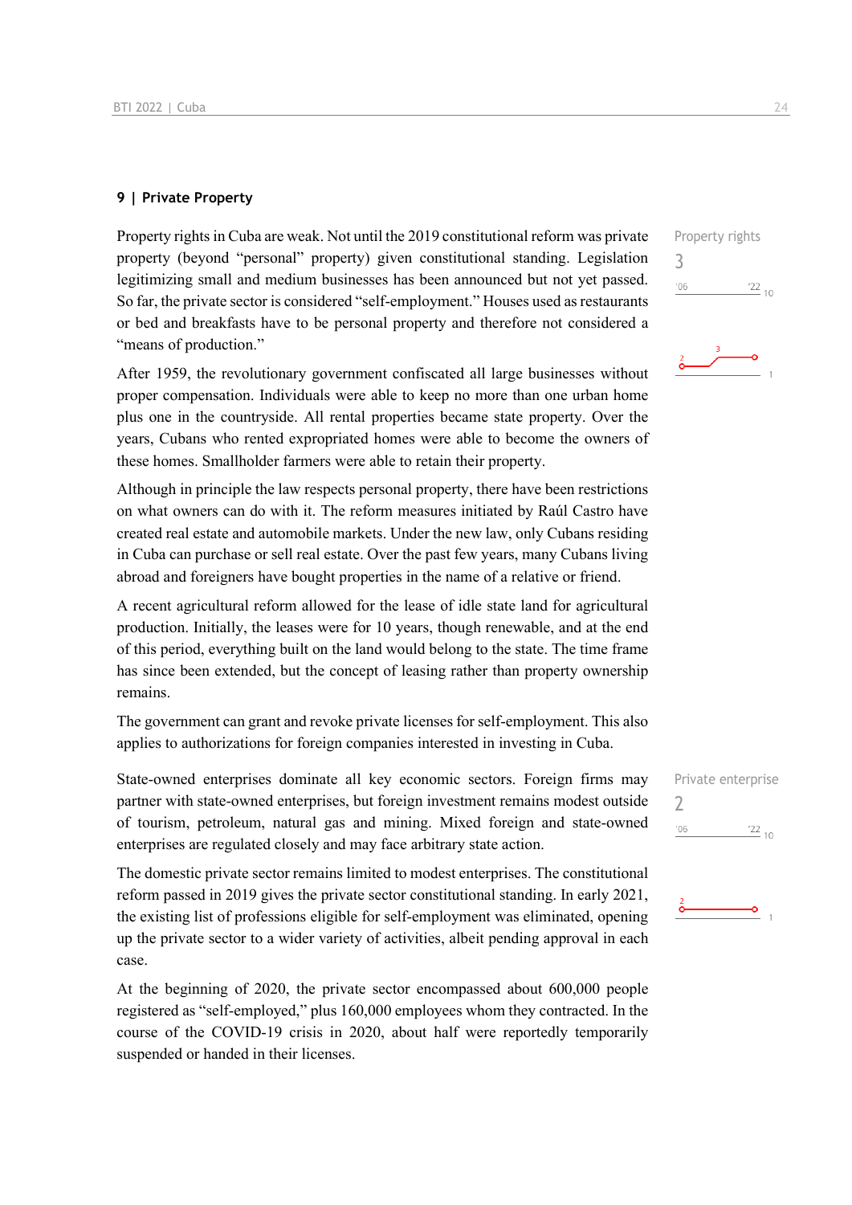## 9 | Private Property

Property rights

3

'06 '22 10

Property rights in Cuba are weak. Not until the 2019 constitutional reform was private property (beyond "personal" property) given constitutional standing. Legislation legitimizing small and medium businesses has been announced but not yet passed. So far, the private sector is considered "self-employment." Houses used as restaurants or bed and breakfasts have to be personal property and therefore not considered a "means of production."

After 1959, the revolutionary government confiscated all large businesses without proper compensation. Individuals were able to keep no more than one urban home plus one in the countryside. All rental properties became state property. Over the years, Cubans who rented expropriated homes were able to become the owners of these homes. Smallholder farmers were able to retain their property.

Although in principle the law respects personal property, there have been restrictions on what owners can do with it. The reform measures initiated by Raúl Castro have created real estate and automobile markets. Under the new law, only Cubans residing in Cuba can purchase or sell real estate. Over the past few years, many Cubans living abroad and foreigners have bought properties in the name of a relative or friend.

A recent agricultural reform allowed for the lease of idle state land for agricultural production. Initially, the leases were for 10 years, though renewable, and at the end of this period, everything built on the land would belong to the state. The time frame has since been extended, but the concept of leasing rather than property ownership remains.

The government can grant and revoke private licenses for self-employment. This also applies to authorizations for foreign companies interested in investing in Cuba.

Private enterprise

2

'06 '22 10

State-owned enterprises dominate all key economic sectors. Foreign firms may partner with state-owned enterprises, but foreign investment remains modest outside of tourism, petroleum, natural gas and mining. Mixed foreign and state-owned enterprises are regulated closely and may face arbitrary state action.

The domestic private sector remains limited to modest enterprises. The constitutional reform passed in 2019 gives the private sector constitutional standing. In early 2021, the existing list of professions eligible for self-employment was eliminated, opening up the private sector to a wider variety of activities, albeit pending approval in each case.

At the beginning of 2020, the private sector encompassed about 600,000 people registered as "self-employed," plus 160,000 employees whom they contracted. In the course of the COVID-19 crisis in 2020, about half were reportedly temporarily suspended or handed in their licenses.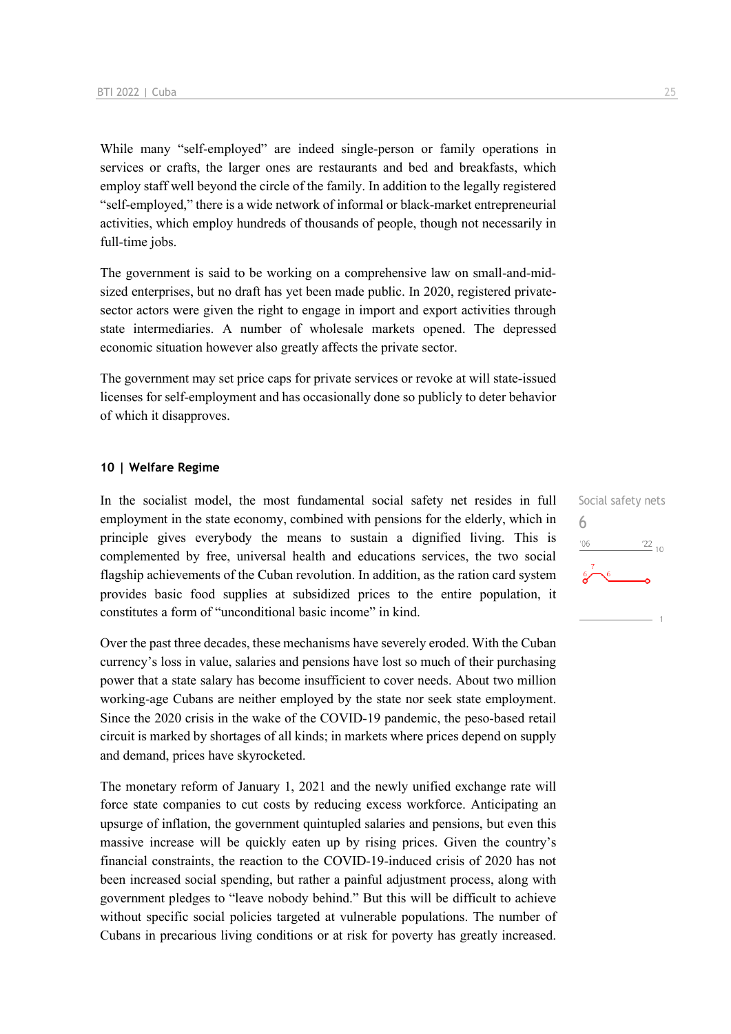While many "self-employed" are indeed single-person or family operations in services or crafts, the larger ones are restaurants and bed and breakfasts, which employ staff well beyond the circle of the family. In addition to the legally registered "self-employed," there is a wide network of informal or black-market entrepreneurial activities, which employ hundreds of thousands of people, though not necessarily in full-time jobs.

The government is said to be working on a comprehensive law on small-and-mid-sized enterprises, but no draft has yet been made public. In 2020, registered private-sector actors were given the right to engage in import and export activities through state intermediaries. A number of wholesale markets opened. The depressed economic situation however also greatly affects the private sector.

The government may set price caps for private services or revoke at will state-issued licenses for self-employment and has occasionally done so publicly to deter behavior of which it disapproves.

## 10 | Welfare Regime

Social safety nets

6

In the socialist model, the most fundamental social safety net resides in full employment in the state economy, combined with pensions for the elderly, which in principle gives everybody the means to sustain a dignified living. This is complemented by free, universal health and educations services, the two social flagship achievements of the Cuban revolution. In addition, as the ration card system provides basic food supplies at subsidized prices to the entire population, it constitutes a form of "unconditional basic income" in kind.

Over the past three decades, these mechanisms have severely eroded. With the Cuban currency's loss in value, salaries and pensions have lost so much of their purchasing power that a state salary has become insufficient to cover needs. About two million working-age Cubans are neither employed by the state nor seek state employment. Since the 2020 crisis in the wake of the COVID-19 pandemic, the peso-based retail circuit is marked by shortages of all kinds; in markets where prices depend on supply and demand, prices have skyrocketed.

The monetary reform of January 1, 2021 and the newly unified exchange rate will force state companies to cut costs by reducing excess workforce. Anticipating an upsurge of inflation, the government quintupled salaries and pensions, but even this massive increase will be quickly eaten up by rising prices. Given the country's financial constraints, the reaction to the COVID-19-induced crisis of 2020 has not been increased social spending, but rather a painful adjustment process, along with government pledges to "leave nobody behind." But this will be difficult to achieve without specific social policies targeted at vulnerable populations. The number of Cubans in precarious living conditions or at risk for poverty has greatly increased.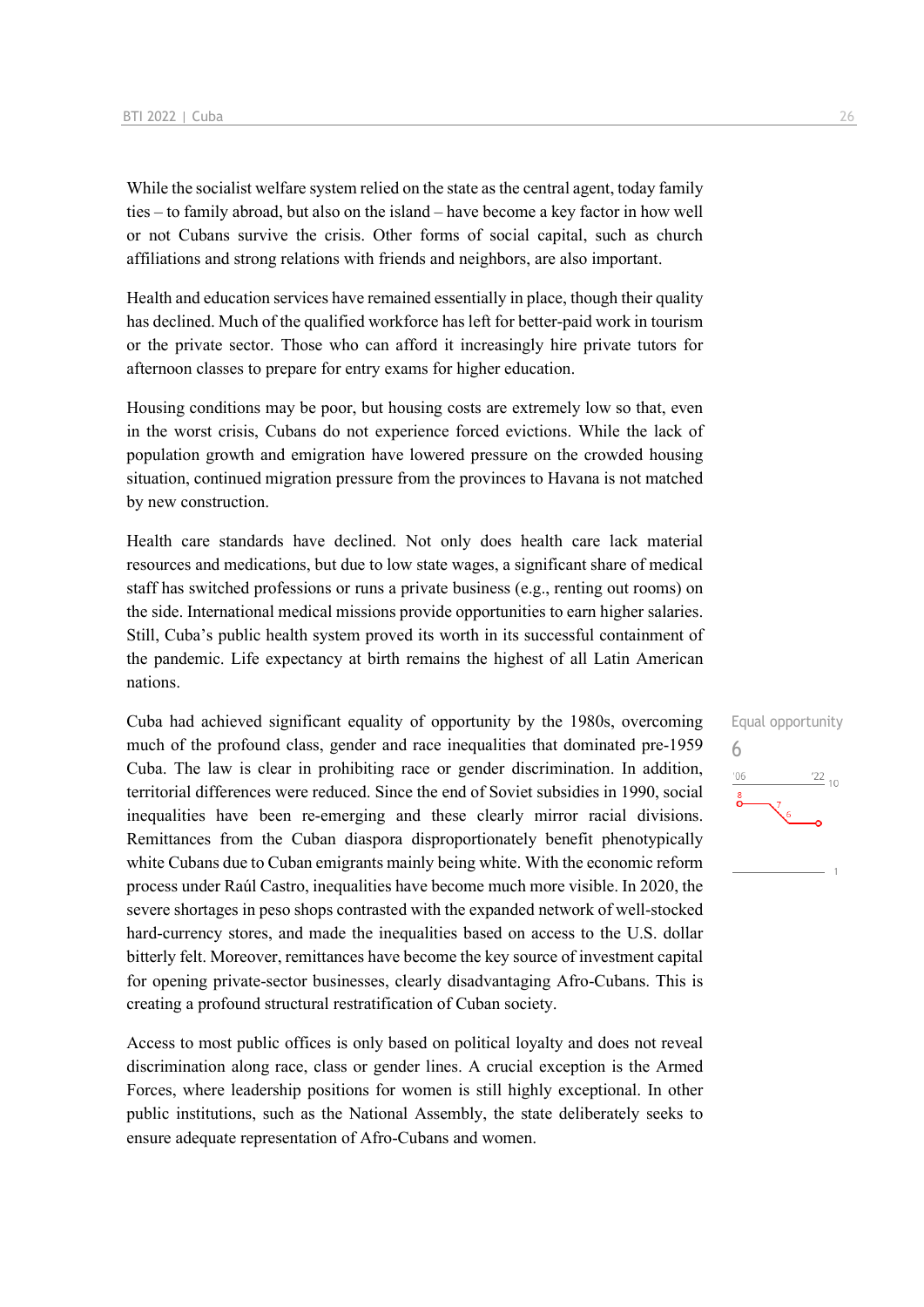While the socialist welfare system relied on the state as the central agent, today family ties – to family abroad, but also on the island – have become a key factor in how well or not Cubans survive the crisis. Other forms of social capital, such as church affiliations and strong relations with friends and neighbors, are also important.

Health and education services have remained essentially in place, though their quality has declined. Much of the qualified workforce has left for better-paid work in tourism or the private sector. Those who can afford it increasingly hire private tutors for afternoon classes to prepare for entry exams for higher education.

Housing conditions may be poor, but housing costs are extremely low so that, even in the worst crisis, Cubans do not experience forced evictions. While the lack of population growth and emigration have lowered pressure on the crowded housing situation, continued migration pressure from the provinces to Havana is not matched by new construction.

Health care standards have declined. Not only does health care lack material resources and medications, but due to low state wages, a significant share of medical staff has switched professions or runs a private business (e.g., renting out rooms) on the side. International medical missions provide opportunities to earn higher salaries. Still, Cuba's public health system proved its worth in its successful containment of the pandemic. Life expectancy at birth remains the highest of all Latin American nations.

Equal opportunity

6

Cuba had achieved significant equality of opportunity by the 1980s, overcoming much of the profound class, gender and race inequalities that dominated pre-1959 Cuba. The law is clear in prohibiting race or gender discrimination. In addition, territorial differences were reduced. Since the end of Soviet subsidies in 1990, social inequalities have been re-emerging and these clearly mirror racial divisions. Remittances from the Cuban diaspora disproportionately benefit phenotypically white Cubans due to Cuban emigrants mainly being white. With the economic reform process under Raúl Castro, inequalities have become much more visible. In 2020, the severe shortages in peso shops contrasted with the expanded network of well-stocked hard-currency stores, and made the inequalities based on access to the U.S. dollar bitterly felt. Moreover, remittances have become the key source of investment capital for opening private-sector businesses, clearly disadvantaging Afro-Cubans. This is creating a profound structural restratification of Cuban society.

Access to most public offices is only based on political loyalty and does not reveal discrimination along race, class or gender lines. A crucial exception is the Armed Forces, where leadership positions for women is still highly exceptional. In other public institutions, such as the National Assembly, the state deliberately seeks to ensure adequate representation of Afro-Cubans and women.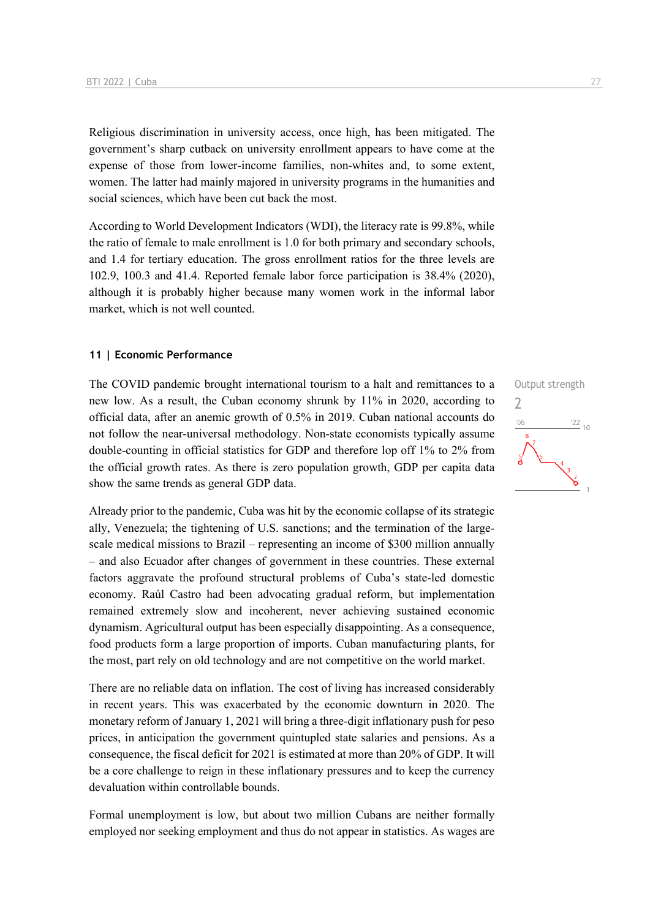Religious discrimination in university access, once high, has been mitigated. The government's sharp cutback on university enrollment appears to have come at the expense of those from lower-income families, non-whites and, to some extent, women. The latter had mainly majored in university programs in the humanities and social sciences, which have been cut back the most.

According to World Development Indicators (WDI), the literacy rate is 99.8%, while the ratio of female to male enrollment is 1.0 for both primary and secondary schools, and 1.4 for tertiary education. The gross enrollment ratios for the three levels are 102.9, 100.3 and 41.4. Reported female labor force participation is 38.4% (2020), although it is probably higher because many women work in the informal labor market, which is not well counted.

### 11 | Economic Performance

Output strength
2

The COVID pandemic brought international tourism to a halt and remittances to a new low. As a result, the Cuban economy shrunk by 11% in 2020, according to official data, after an anemic growth of 0.5% in 2019. Cuban national accounts do not follow the near-universal methodology. Non-state economists typically assume double-counting in official statistics for GDP and therefore lop off 1% to 2% from the official growth rates. As there is zero population growth, GDP per capita data show the same trends as general GDP data.

Already prior to the pandemic, Cuba was hit by the economic collapse of its strategic ally, Venezuela; the tightening of U.S. sanctions; and the termination of the large-scale medical missions to Brazil – representing an income of $300 million annually – and also Ecuador after changes of government in these countries. These external factors aggravate the profound structural problems of Cuba's state-led domestic economy. Raúl Castro had been advocating gradual reform, but implementation remained extremely slow and incoherent, never achieving sustained economic dynamism. Agricultural output has been especially disappointing. As a consequence, food products form a large proportion of imports. Cuban manufacturing plants, for the most, part rely on old technology and are not competitive on the world market.

There are no reliable data on inflation. The cost of living has increased considerably in recent years. This was exacerbated by the economic downturn in 2020. The monetary reform of January 1, 2021 will bring a three-digit inflationary push for peso prices, in anticipation the government quintupled state salaries and pensions. As a consequence, the fiscal deficit for 2021 is estimated at more than 20% of GDP. It will be a core challenge to reign in these inflationary pressures and to keep the currency devaluation within controllable bounds.

Formal unemployment is low, but about two million Cubans are neither formally employed nor seeking employment and thus do not appear in statistics. As wages are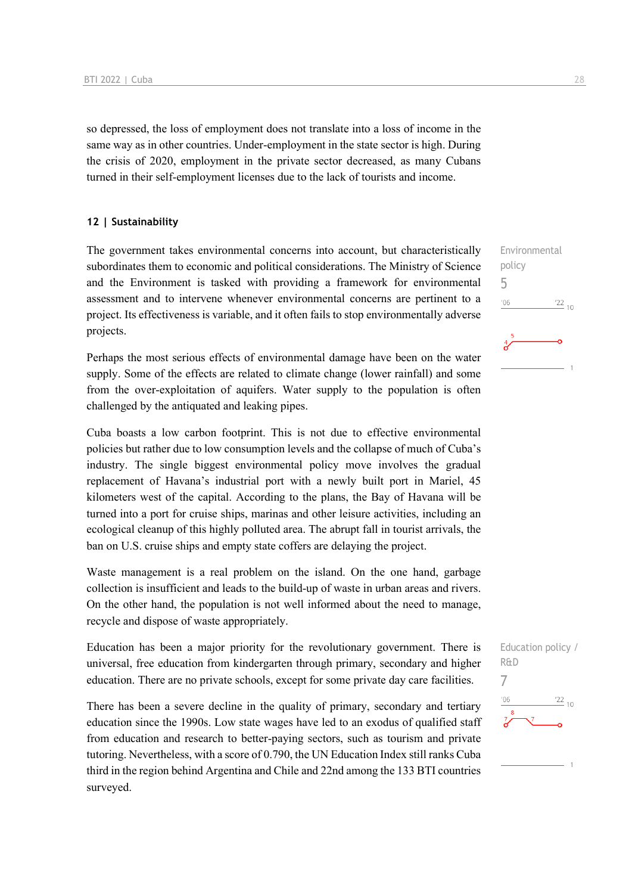so depressed, the loss of employment does not translate into a loss of income in the same way as in other countries. Under-employment in the state sector is high. During the crisis of 2020, employment in the private sector decreased, as many Cubans turned in their self-employment licenses due to the lack of tourists and income.

## 12 | Sustainability

Environmental policy
5

The government takes environmental concerns into account, but characteristically subordinates them to economic and political considerations. The Ministry of Science and the Environment is tasked with providing a framework for environmental assessment and to intervene whenever environmental concerns are pertinent to a project. Its effectiveness is variable, and it often fails to stop environmentally adverse projects.

Perhaps the most serious effects of environmental damage have been on the water supply. Some of the effects are related to climate change (lower rainfall) and some from the over-exploitation of aquifers. Water supply to the population is often challenged by the antiquated and leaking pipes.

Cuba boasts a low carbon footprint. This is not due to effective environmental policies but rather due to low consumption levels and the collapse of much of Cuba's industry. The single biggest environmental policy move involves the gradual replacement of Havana's industrial port with a newly built port in Mariel, 45 kilometers west of the capital. According to the plans, the Bay of Havana will be turned into a port for cruise ships, marinas and other leisure activities, including an ecological cleanup of this highly polluted area. The abrupt fall in tourist arrivals, the ban on U.S. cruise ships and empty state coffers are delaying the project.

Waste management is a real problem on the island. On the one hand, garbage collection is insufficient and leads to the build-up of waste in urban areas and rivers. On the other hand, the population is not well informed about the need to manage, recycle and dispose of waste appropriately.

Education policy / R&D
7

Education has been a major priority for the revolutionary government. There is universal, free education from kindergarten through primary, secondary and higher education. There are no private schools, except for some private day care facilities.

There has been a severe decline in the quality of primary, secondary and tertiary education since the 1990s. Low state wages have led to an exodus of qualified staff from education and research to better-paying sectors, such as tourism and private tutoring. Nevertheless, with a score of 0.790, the UN Education Index still ranks Cuba third in the region behind Argentina and Chile and 22nd among the 133 BTI countries surveyed.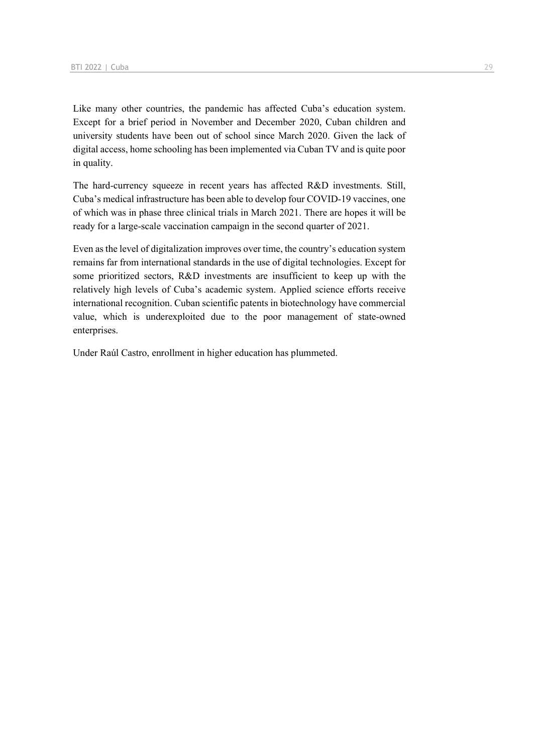Like many other countries, the pandemic has affected Cuba's education system. Except for a brief period in November and December 2020, Cuban children and university students have been out of school since March 2020. Given the lack of digital access, home schooling has been implemented via Cuban TV and is quite poor in quality.

The hard-currency squeeze in recent years has affected R&D investments. Still, Cuba's medical infrastructure has been able to develop four COVID-19 vaccines, one of which was in phase three clinical trials in March 2021. There are hopes it will be ready for a large-scale vaccination campaign in the second quarter of 2021.

Even as the level of digitalization improves over time, the country's education system remains far from international standards in the use of digital technologies. Except for some prioritized sectors, R&D investments are insufficient to keep up with the relatively high levels of Cuba's academic system. Applied science efforts receive international recognition. Cuban scientific patents in biotechnology have commercial value, which is underexploited due to the poor management of state-owned enterprises.

Under Raúl Castro, enrollment in higher education has plummeted.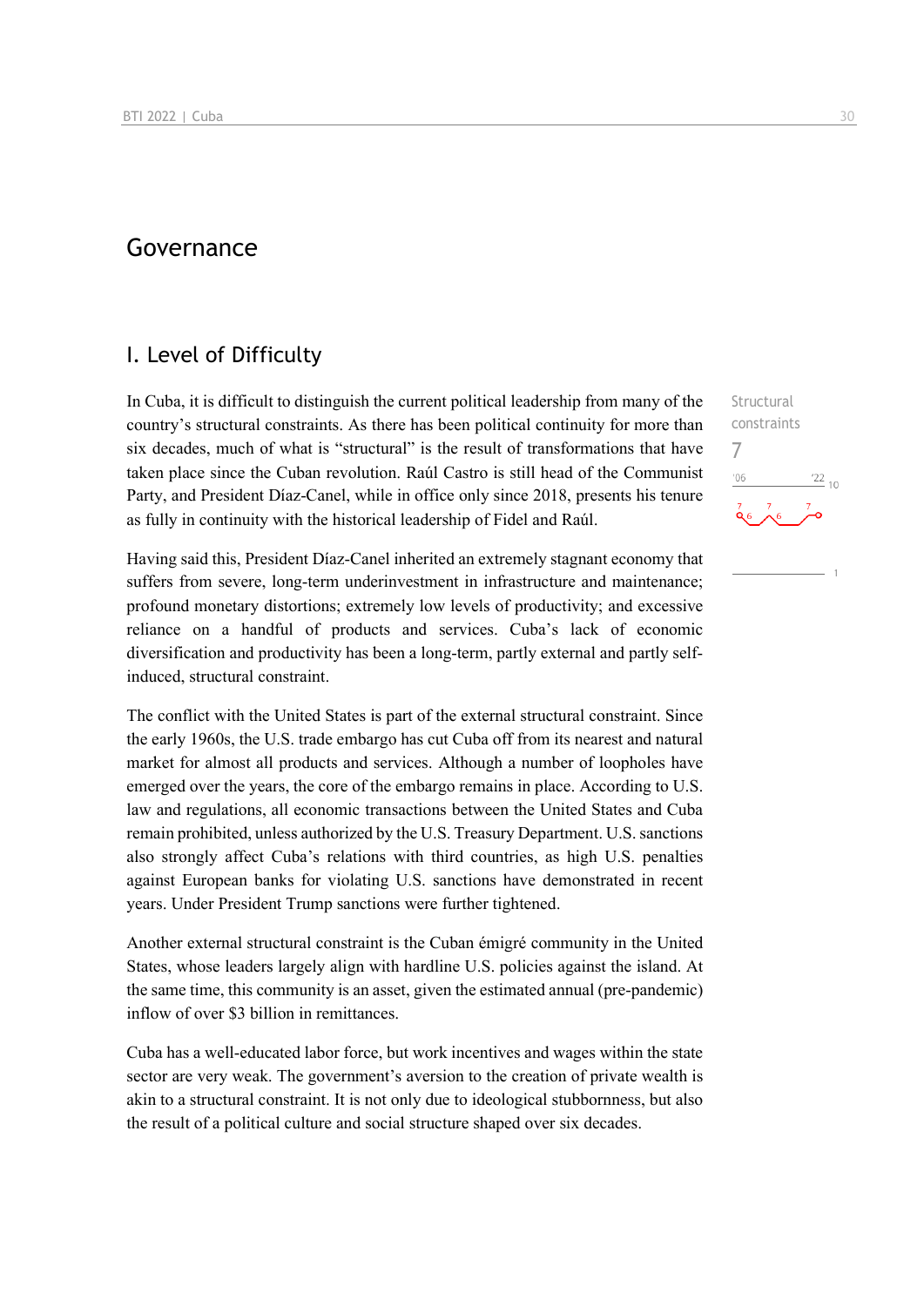# Governance

## I. Level of Difficulty

Structural constraints

7

In Cuba, it is difficult to distinguish the current political leadership from many of the country's structural constraints. As there has been political continuity for more than six decades, much of what is "structural" is the result of transformations that have taken place since the Cuban revolution. Raúl Castro is still head of the Communist Party, and President Díaz-Canel, while in office only since 2018, presents his tenure as fully in continuity with the historical leadership of Fidel and Raúl.

Having said this, President Díaz-Canel inherited an extremely stagnant economy that suffers from severe, long-term underinvestment in infrastructure and maintenance; profound monetary distortions; extremely low levels of productivity; and excessive reliance on a handful of products and services. Cuba's lack of economic diversification and productivity has been a long-term, partly external and partly self-induced, structural constraint.

The conflict with the United States is part of the external structural constraint. Since the early 1960s, the U.S. trade embargo has cut Cuba off from its nearest and natural market for almost all products and services. Although a number of loopholes have emerged over the years, the core of the embargo remains in place. According to U.S. law and regulations, all economic transactions between the United States and Cuba remain prohibited, unless authorized by the U.S. Treasury Department. U.S. sanctions also strongly affect Cuba's relations with third countries, as high U.S. penalties against European banks for violating U.S. sanctions have demonstrated in recent years. Under President Trump sanctions were further tightened.

Another external structural constraint is the Cuban émigré community in the United States, whose leaders largely align with hardline U.S. policies against the island. At the same time, this community is an asset, given the estimated annual (pre-pandemic) inflow of over $3 billion in remittances.

Cuba has a well-educated labor force, but work incentives and wages within the state sector are very weak. The government's aversion to the creation of private wealth is akin to a structural constraint. It is not only due to ideological stubbornness, but also the result of a political culture and social structure shaped over six decades.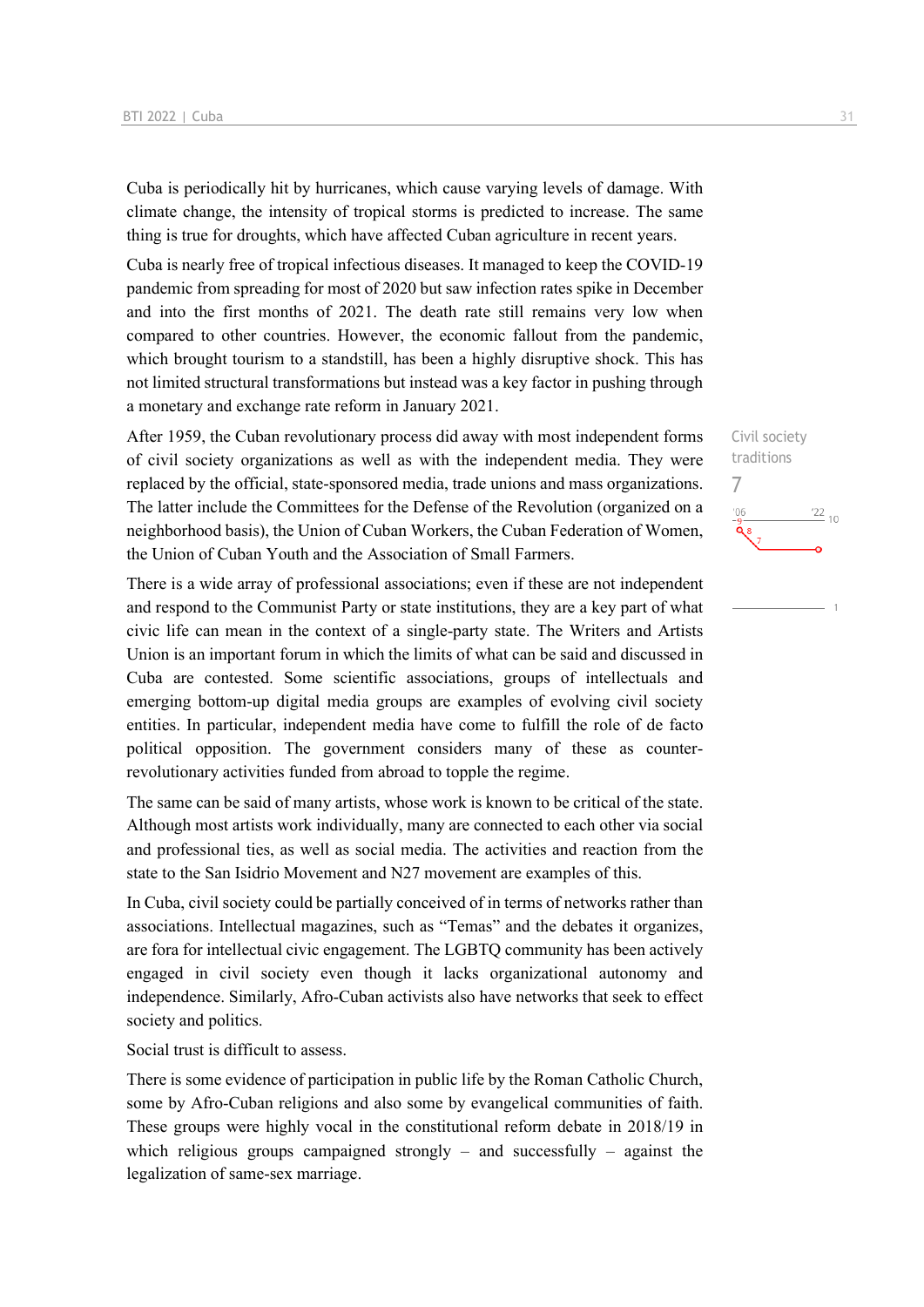Cuba is periodically hit by hurricanes, which cause varying levels of damage. With climate change, the intensity of tropical storms is predicted to increase. The same thing is true for droughts, which have affected Cuban agriculture in recent years.

Cuba is nearly free of tropical infectious diseases. It managed to keep the COVID-19 pandemic from spreading for most of 2020 but saw infection rates spike in December and into the first months of 2021. The death rate still remains very low when compared to other countries. However, the economic fallout from the pandemic, which brought tourism to a standstill, has been a highly disruptive shock. This has not limited structural transformations but instead was a key factor in pushing through a monetary and exchange rate reform in January 2021.

Civil society traditions
7

After 1959, the Cuban revolutionary process did away with most independent forms of civil society organizations as well as with the independent media. They were replaced by the official, state-sponsored media, trade unions and mass organizations. The latter include the Committees for the Defense of the Revolution (organized on a neighborhood basis), the Union of Cuban Workers, the Cuban Federation of Women, the Union of Cuban Youth and the Association of Small Farmers.

There is a wide array of professional associations; even if these are not independent and respond to the Communist Party or state institutions, they are a key part of what civic life can mean in the context of a single-party state. The Writers and Artists Union is an important forum in which the limits of what can be said and discussed in Cuba are contested. Some scientific associations, groups of intellectuals and emerging bottom-up digital media groups are examples of evolving civil society entities. In particular, independent media have come to fulfill the role of de facto political opposition. The government considers many of these as counter-revolutionary activities funded from abroad to topple the regime.

The same can be said of many artists, whose work is known to be critical of the state. Although most artists work individually, many are connected to each other via social and professional ties, as well as social media. The activities and reaction from the state to the San Isidrio Movement and N27 movement are examples of this.

In Cuba, civil society could be partially conceived of in terms of networks rather than associations. Intellectual magazines, such as "Temas" and the debates it organizes, are fora for intellectual civic engagement. The LGBTQ community has been actively engaged in civil society even though it lacks organizational autonomy and independence. Similarly, Afro-Cuban activists also have networks that seek to effect society and politics.

Social trust is difficult to assess.

There is some evidence of participation in public life by the Roman Catholic Church, some by Afro-Cuban religions and also some by evangelical communities of faith. These groups were highly vocal in the constitutional reform debate in 2018/19 in which religious groups campaigned strongly – and successfully – against the legalization of same-sex marriage.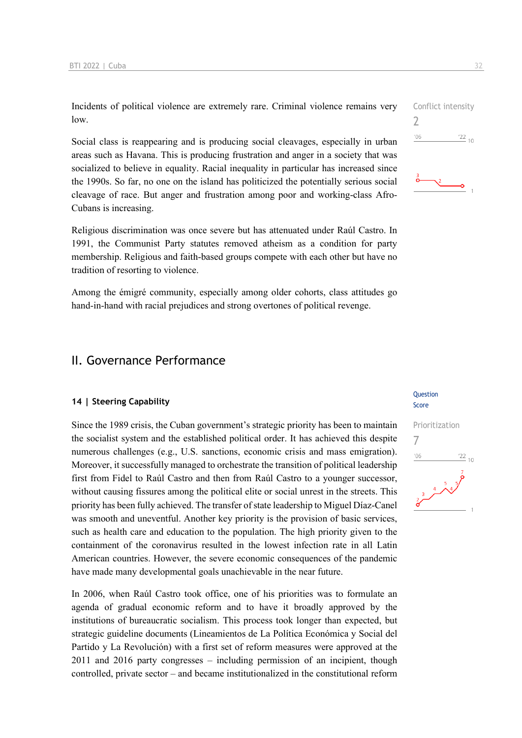Incidents of political violence are extremely rare. Criminal violence remains very low.

Social class is reappearing and is producing social cleavages, especially in urban areas such as Havana. This is producing frustration and anger in a society that was socialized to believe in equality. Racial inequality in particular has increased since the 1990s. So far, no one on the island has politicized the potentially serious social cleavage of race. But anger and frustration among poor and working-class Afro-Cubans is increasing.

Religious discrimination was once severe but has attenuated under Raúl Castro. In 1991, the Communist Party statutes removed atheism as a condition for party membership. Religious and faith-based groups compete with each other but have no tradition of resorting to violence.

Among the émigré community, especially among older cohorts, class attitudes go hand-in-hand with racial prejudices and strong overtones of political revenge.

Conflict intensity
2

## II. Governance Performance

### 14 | Steering Capability

Question Score

Since the 1989 crisis, the Cuban government's strategic priority has been to maintain the socialist system and the established political order. It has achieved this despite numerous challenges (e.g., U.S. sanctions, economic crisis and mass emigration). Moreover, it successfully managed to orchestrate the transition of political leadership first from Fidel to Raúl Castro and then from Raúl Castro to a younger successor, without causing fissures among the political elite or social unrest in the streets. This priority has been fully achieved. The transfer of state leadership to Miguel Díaz-Canel was smooth and uneventful. Another key priority is the provision of basic services, such as health care and education to the population. The high priority given to the containment of the coronavirus resulted in the lowest infection rate in all Latin American countries. However, the severe economic consequences of the pandemic have made many developmental goals unachievable in the near future.

Prioritization
7

In 2006, when Raúl Castro took office, one of his priorities was to formulate an agenda of gradual economic reform and to have it broadly approved by the institutions of bureaucratic socialism. This process took longer than expected, but strategic guideline documents (Lineamientos de La Política Económica y Social del Partido y La Revolución) with a first set of reform measures were approved at the 2011 and 2016 party congresses – including permission of an incipient, though controlled, private sector – and became institutionalized in the constitutional reform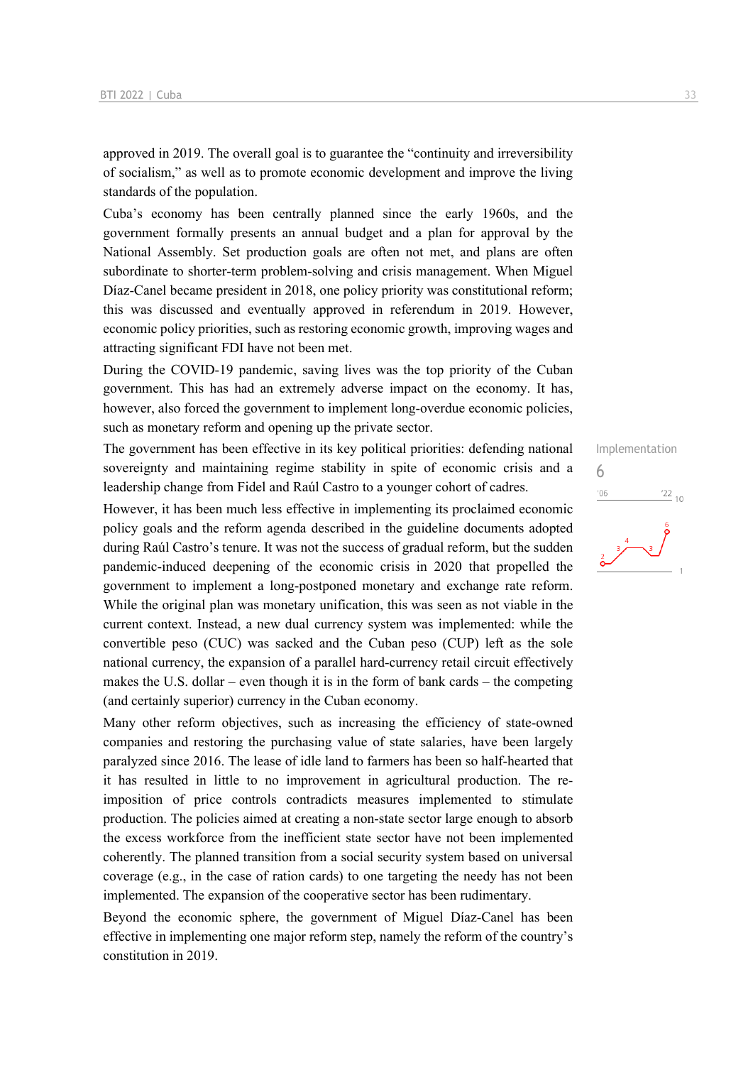approved in 2019. The overall goal is to guarantee the "continuity and irreversibility of socialism," as well as to promote economic development and improve the living standards of the population.

Cuba's economy has been centrally planned since the early 1960s, and the government formally presents an annual budget and a plan for approval by the National Assembly. Set production goals are often not met, and plans are often subordinate to shorter-term problem-solving and crisis management. When Miguel Díaz-Canel became president in 2018, one policy priority was constitutional reform; this was discussed and eventually approved in referendum in 2019. However, economic policy priorities, such as restoring economic growth, improving wages and attracting significant FDI have not been met.

During the COVID-19 pandemic, saving lives was the top priority of the Cuban government. This has had an extremely adverse impact on the economy. It has, however, also forced the government to implement long-overdue economic policies, such as monetary reform and opening up the private sector.

Implementation
6

The government has been effective in its key political priorities: defending national sovereignty and maintaining regime stability in spite of economic crisis and a leadership change from Fidel and Raúl Castro to a younger cohort of cadres.

However, it has been much less effective in implementing its proclaimed economic policy goals and the reform agenda described in the guideline documents adopted during Raúl Castro's tenure. It was not the success of gradual reform, but the sudden pandemic-induced deepening of the economic crisis in 2020 that propelled the government to implement a long-postponed monetary and exchange rate reform. While the original plan was monetary unification, this was seen as not viable in the current context. Instead, a new dual currency system was implemented: while the convertible peso (CUC) was sacked and the Cuban peso (CUP) left as the sole national currency, the expansion of a parallel hard-currency retail circuit effectively makes the U.S. dollar – even though it is in the form of bank cards – the competing (and certainly superior) currency in the Cuban economy.

Many other reform objectives, such as increasing the efficiency of state-owned companies and restoring the purchasing value of state salaries, have been largely paralyzed since 2016. The lease of idle land to farmers has been so half-hearted that it has resulted in little to no improvement in agricultural production. The re-imposition of price controls contradicts measures implemented to stimulate production. The policies aimed at creating a non-state sector large enough to absorb the excess workforce from the inefficient state sector have not been implemented coherently. The planned transition from a social security system based on universal coverage (e.g., in the case of ration cards) to one targeting the needy has not been implemented. The expansion of the cooperative sector has been rudimentary.

Beyond the economic sphere, the government of Miguel Díaz-Canel has been effective in implementing one major reform step, namely the reform of the country's constitution in 2019.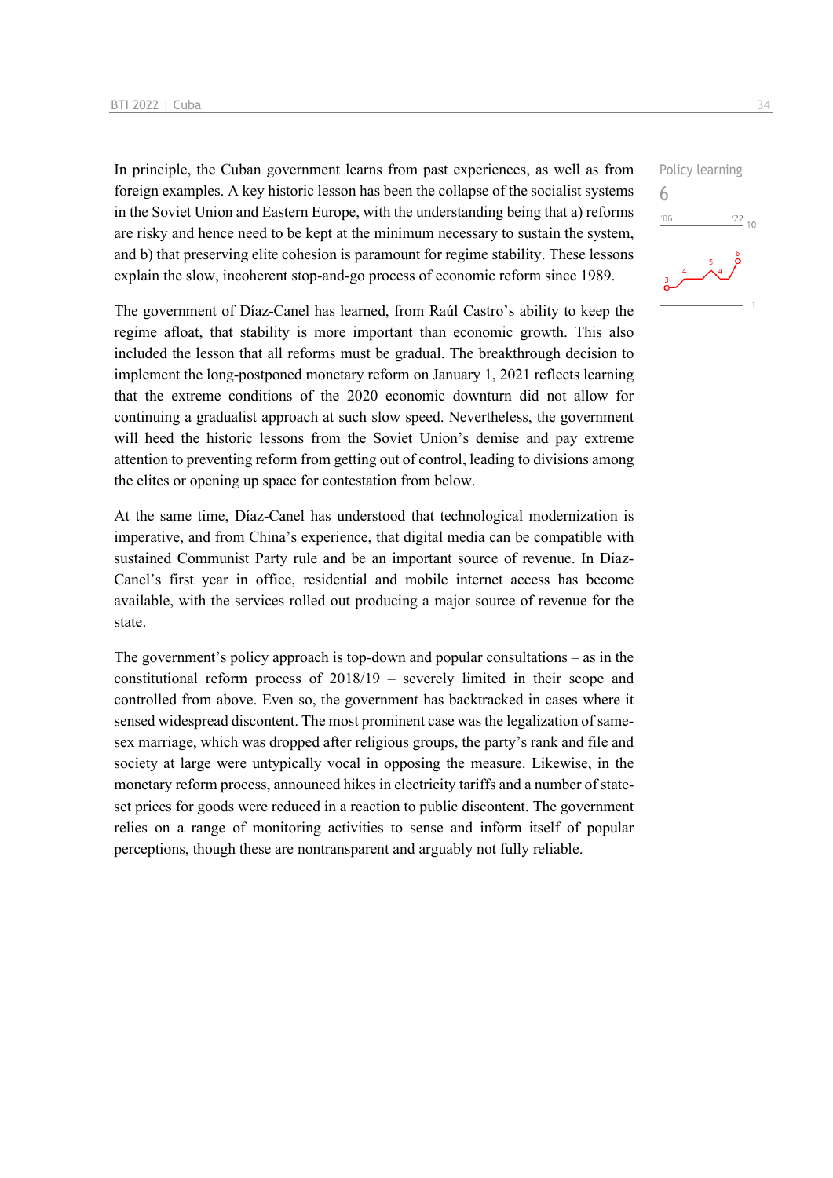In principle, the Cuban government learns from past experiences, as well as from foreign examples. A key historic lesson has been the collapse of the socialist systems in the Soviet Union and Eastern Europe, with the understanding being that a) reforms are risky and hence need to be kept at the minimum necessary to sustain the system, and b) that preserving elite cohesion is paramount for regime stability. These lessons explain the slow, incoherent stop-and-go process of economic reform since 1989.

Policy learning

6

The government of Díaz-Canel has learned, from Raúl Castro's ability to keep the regime afloat, that stability is more important than economic growth. This also included the lesson that all reforms must be gradual. The breakthrough decision to implement the long-postponed monetary reform on January 1, 2021 reflects learning that the extreme conditions of the 2020 economic downturn did not allow for continuing a gradualist approach at such slow speed. Nevertheless, the government will heed the historic lessons from the Soviet Union's demise and pay extreme attention to preventing reform from getting out of control, leading to divisions among the elites or opening up space for contestation from below.

At the same time, Díaz-Canel has understood that technological modernization is imperative, and from China's experience, that digital media can be compatible with sustained Communist Party rule and be an important source of revenue. In Díaz-Canel's first year in office, residential and mobile internet access has become available, with the services rolled out producing a major source of revenue for the state.

The government's policy approach is top-down and popular consultations – as in the constitutional reform process of 2018/19 – severely limited in their scope and controlled from above. Even so, the government has backtracked in cases where it sensed widespread discontent. The most prominent case was the legalization of same-sex marriage, which was dropped after religious groups, the party's rank and file and society at large were untypically vocal in opposing the measure. Likewise, in the monetary reform process, announced hikes in electricity tariffs and a number of state-set prices for goods were reduced in a reaction to public discontent. The government relies on a range of monitoring activities to sense and inform itself of popular perceptions, though these are nontransparent and arguably not fully reliable.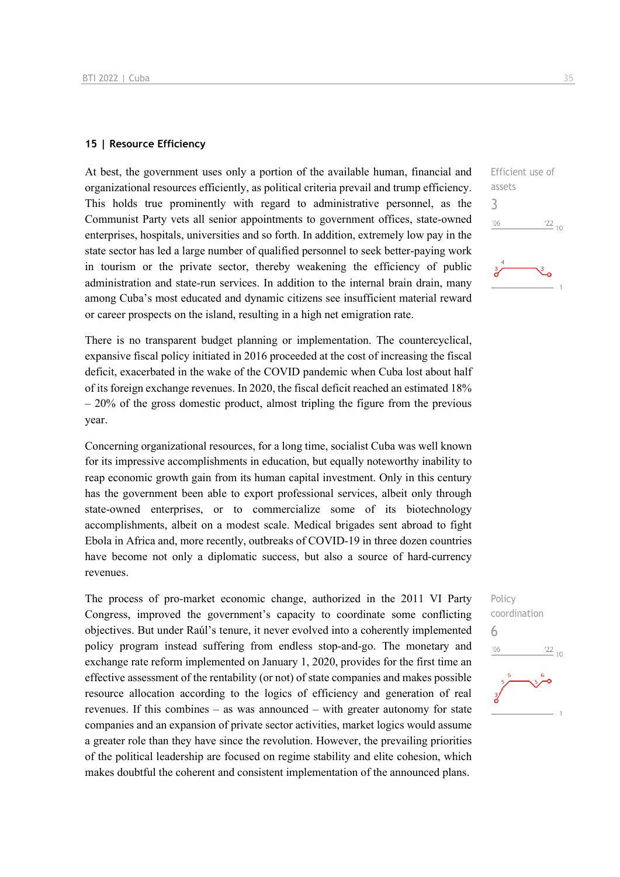## 15 | Resource Efficiency

Efficient use of assets

3

At best, the government uses only a portion of the available human, financial and organizational resources efficiently, as political criteria prevail and trump efficiency. This holds true prominently with regard to administrative personnel, as the Communist Party vets all senior appointments to government offices, state-owned enterprises, hospitals, universities and so forth. In addition, extremely low pay in the state sector has led a large number of qualified personnel to seek better-paying work in tourism or the private sector, thereby weakening the efficiency of public administration and state-run services. In addition to the internal brain drain, many among Cuba's most educated and dynamic citizens see insufficient material reward or career prospects on the island, resulting in a high net emigration rate.

There is no transparent budget planning or implementation. The countercyclical, expansive fiscal policy initiated in 2016 proceeded at the cost of increasing the fiscal deficit, exacerbated in the wake of the COVID pandemic when Cuba lost about half of its foreign exchange revenues. In 2020, the fiscal deficit reached an estimated 18% – 20% of the gross domestic product, almost tripling the figure from the previous year.

Concerning organizational resources, for a long time, socialist Cuba was well known for its impressive accomplishments in education, but equally noteworthy inability to reap economic growth gain from its human capital investment. Only in this century has the government been able to export professional services, albeit only through state-owned enterprises, or to commercialize some of its biotechnology accomplishments, albeit on a modest scale. Medical brigades sent abroad to fight Ebola in Africa and, more recently, outbreaks of COVID-19 in three dozen countries have become not only a diplomatic success, but also a source of hard-currency revenues.

Policy coordination

6

The process of pro-market economic change, authorized in the 2011 VI Party Congress, improved the government's capacity to coordinate some conflicting objectives. But under Raúl's tenure, it never evolved into a coherently implemented policy program instead suffering from endless stop-and-go. The monetary and exchange rate reform implemented on January 1, 2020, provides for the first time an effective assessment of the rentability (or not) of state companies and makes possible resource allocation according to the logics of efficiency and generation of real revenues. If this combines – as was announced – with greater autonomy for state companies and an expansion of private sector activities, market logics would assume a greater role than they have since the revolution. However, the prevailing priorities of the political leadership are focused on regime stability and elite cohesion, which makes doubtful the coherent and consistent implementation of the announced plans.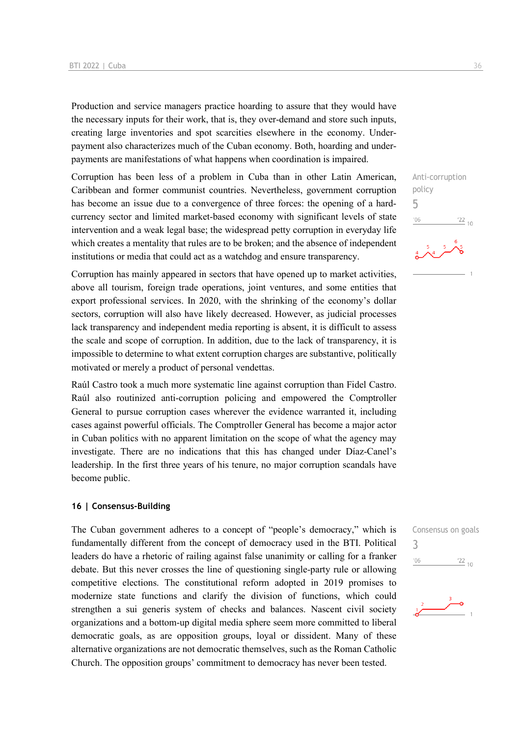Production and service managers practice hoarding to assure that they would have the necessary inputs for their work, that is, they over-demand and store such inputs, creating large inventories and spot scarcities elsewhere in the economy. Underpayment also characterizes much of the Cuban economy. Both, hoarding and underpayments are manifestations of what happens when coordination is impaired.

Anti-corruption policy
5

Corruption has been less of a problem in Cuba than in other Latin American, Caribbean and former communist countries. Nevertheless, government corruption has become an issue due to a convergence of three forces: the opening of a hard-currency sector and limited market-based economy with significant levels of state intervention and a weak legal base; the widespread petty corruption in everyday life which creates a mentality that rules are to be broken; and the absence of independent institutions or media that could act as a watchdog and ensure transparency.

Corruption has mainly appeared in sectors that have opened up to market activities, above all tourism, foreign trade operations, joint ventures, and some entities that export professional services. In 2020, with the shrinking of the economy's dollar sectors, corruption will also have likely decreased. However, as judicial processes lack transparency and independent media reporting is absent, it is difficult to assess the scale and scope of corruption. In addition, due to the lack of transparency, it is impossible to determine to what extent corruption charges are substantive, politically motivated or merely a product of personal vendettas.

Raúl Castro took a much more systematic line against corruption than Fidel Castro. Raúl also routinized anti-corruption policing and empowered the Comptroller General to pursue corruption cases wherever the evidence warranted it, including cases against powerful officials. The Comptroller General has become a major actor in Cuban politics with no apparent limitation on the scope of what the agency may investigate. There are no indications that this has changed under Díaz-Canel's leadership. In the first three years of his tenure, no major corruption scandals have become public.

## 16 | Consensus-Building

Consensus on goals
3

The Cuban government adheres to a concept of "people's democracy," which is fundamentally different from the concept of democracy used in the BTI. Political leaders do have a rhetoric of railing against false unanimity or calling for a franker debate. But this never crosses the line of questioning single-party rule or allowing competitive elections. The constitutional reform adopted in 2019 promises to modernize state functions and clarify the division of functions, which could strengthen a sui generis system of checks and balances. Nascent civil society organizations and a bottom-up digital media sphere seem more committed to liberal democratic goals, as are opposition groups, loyal or dissident. Many of these alternative organizations are not democratic themselves, such as the Roman Catholic Church. The opposition groups' commitment to democracy has never been tested.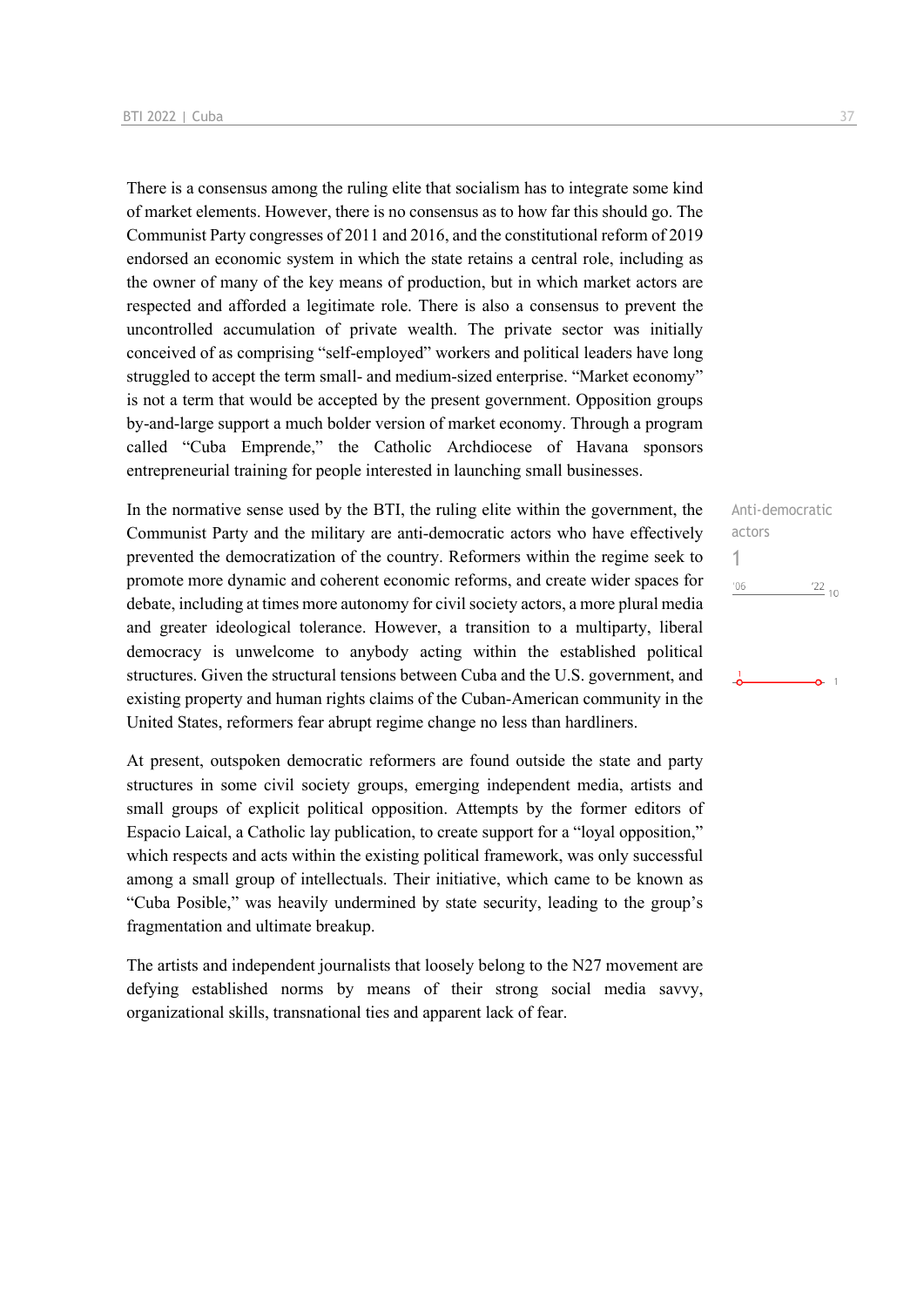There is a consensus among the ruling elite that socialism has to integrate some kind of market elements. However, there is no consensus as to how far this should go. The Communist Party congresses of 2011 and 2016, and the constitutional reform of 2019 endorsed an economic system in which the state retains a central role, including as the owner of many of the key means of production, but in which market actors are respected and afforded a legitimate role. There is also a consensus to prevent the uncontrolled accumulation of private wealth. The private sector was initially conceived of as comprising "self-employed" workers and political leaders have long struggled to accept the term small- and medium-sized enterprise. "Market economy" is not a term that would be accepted by the present government. Opposition groups by-and-large support a much bolder version of market economy. Through a program called "Cuba Emprende," the Catholic Archdiocese of Havana sponsors entrepreneurial training for people interested in launching small businesses.

Anti-democratic actors
1
'06 '22 10

In the normative sense used by the BTI, the ruling elite within the government, the Communist Party and the military are anti-democratic actors who have effectively prevented the democratization of the country. Reformers within the regime seek to promote more dynamic and coherent economic reforms, and create wider spaces for debate, including at times more autonomy for civil society actors, a more plural media and greater ideological tolerance. However, a transition to a multiparty, liberal democracy is unwelcome to anybody acting within the established political structures. Given the structural tensions between Cuba and the U.S. government, and existing property and human rights claims of the Cuban-American community in the United States, reformers fear abrupt regime change no less than hardliners.

At present, outspoken democratic reformers are found outside the state and party structures in some civil society groups, emerging independent media, artists and small groups of explicit political opposition. Attempts by the former editors of Espacio Laical, a Catholic lay publication, to create support for a "loyal opposition," which respects and acts within the existing political framework, was only successful among a small group of intellectuals. Their initiative, which came to be known as "Cuba Posible," was heavily undermined by state security, leading to the group's fragmentation and ultimate breakup.

The artists and independent journalists that loosely belong to the N27 movement are defying established norms by means of their strong social media savvy, organizational skills, transnational ties and apparent lack of fear.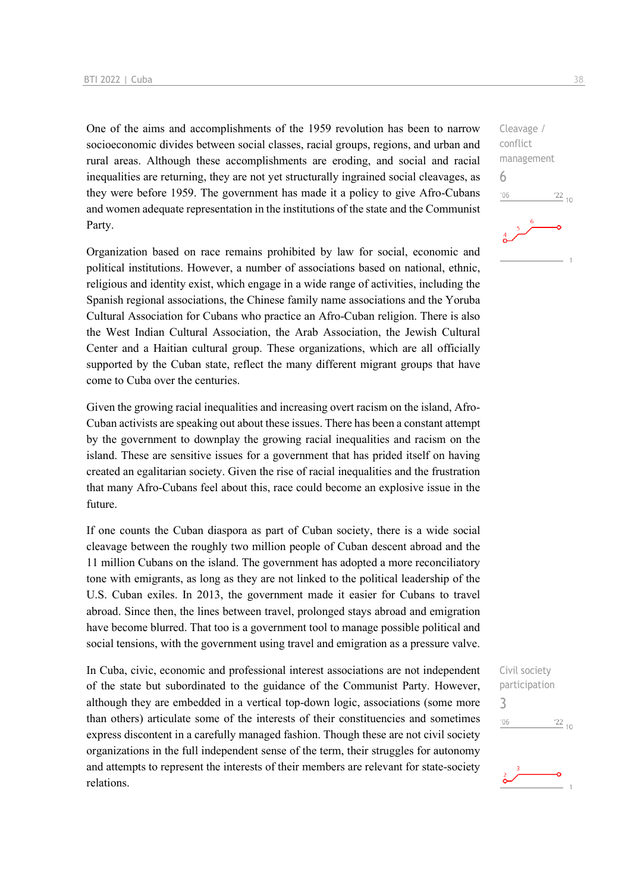One of the aims and accomplishments of the 1959 revolution has been to narrow socioeconomic divides between social classes, racial groups, regions, and urban and rural areas. Although these accomplishments are eroding, and social and racial inequalities are returning, they are not yet structurally ingrained social cleavages, as they were before 1959. The government has made it a policy to give Afro-Cubans and women adequate representation in the institutions of the state and the Communist Party.

Cleavage / conflict management
6

Organization based on race remains prohibited by law for social, economic and political institutions. However, a number of associations based on national, ethnic, religious and identity exist, which engage in a wide range of activities, including the Spanish regional associations, the Chinese family name associations and the Yoruba Cultural Association for Cubans who practice an Afro-Cuban religion. There is also the West Indian Cultural Association, the Arab Association, the Jewish Cultural Center and a Haitian cultural group. These organizations, which are all officially supported by the Cuban state, reflect the many different migrant groups that have come to Cuba over the centuries.

Given the growing racial inequalities and increasing overt racism on the island, Afro-Cuban activists are speaking out about these issues. There has been a constant attempt by the government to downplay the growing racial inequalities and racism on the island. These are sensitive issues for a government that has prided itself on having created an egalitarian society. Given the rise of racial inequalities and the frustration that many Afro-Cubans feel about this, race could become an explosive issue in the future.

If one counts the Cuban diaspora as part of Cuban society, there is a wide social cleavage between the roughly two million people of Cuban descent abroad and the 11 million Cubans on the island. The government has adopted a more reconciliatory tone with emigrants, as long as they are not linked to the political leadership of the U.S. Cuban exiles. In 2013, the government made it easier for Cubans to travel abroad. Since then, the lines between travel, prolonged stays abroad and emigration have become blurred. That too is a government tool to manage possible political and social tensions, with the government using travel and emigration as a pressure valve.

In Cuba, civic, economic and professional interest associations are not independent of the state but subordinated to the guidance of the Communist Party. However, although they are embedded in a vertical top-down logic, associations (some more than others) articulate some of the interests of their constituencies and sometimes express discontent in a carefully managed fashion. Though these are not civil society organizations in the full independent sense of the term, their struggles for autonomy and attempts to represent the interests of their members are relevant for state-society relations.

Civil society participation
3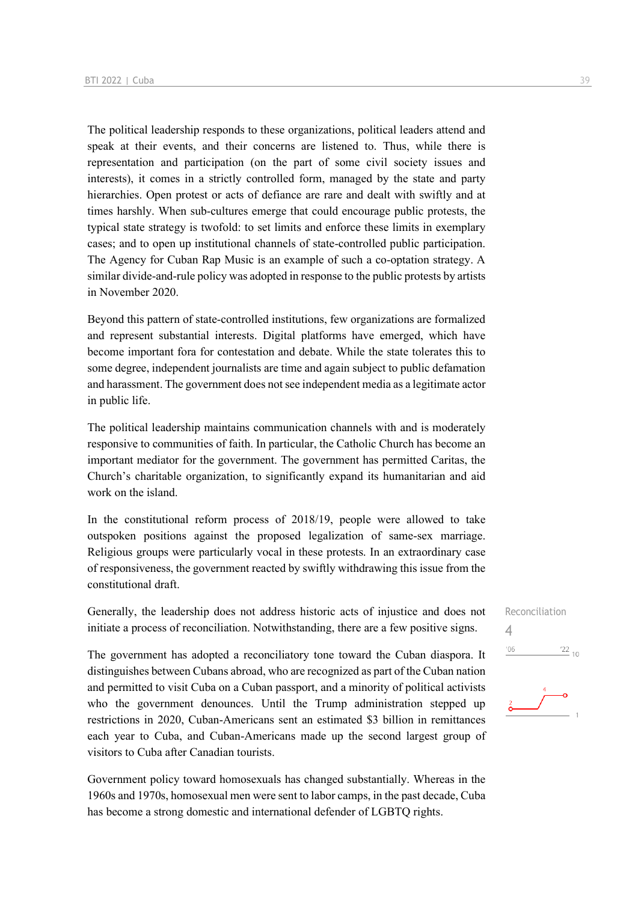The political leadership responds to these organizations, political leaders attend and speak at their events, and their concerns are listened to. Thus, while there is representation and participation (on the part of some civil society issues and interests), it comes in a strictly controlled form, managed by the state and party hierarchies. Open protest or acts of defiance are rare and dealt with swiftly and at times harshly. When sub-cultures emerge that could encourage public protests, the typical state strategy is twofold: to set limits and enforce these limits in exemplary cases; and to open up institutional channels of state-controlled public participation. The Agency for Cuban Rap Music is an example of such a co-optation strategy. A similar divide-and-rule policy was adopted in response to the public protests by artists in November 2020.

Beyond this pattern of state-controlled institutions, few organizations are formalized and represent substantial interests. Digital platforms have emerged, which have become important fora for contestation and debate. While the state tolerates this to some degree, independent journalists are time and again subject to public defamation and harassment. The government does not see independent media as a legitimate actor in public life.

The political leadership maintains communication channels with and is moderately responsive to communities of faith. In particular, the Catholic Church has become an important mediator for the government. The government has permitted Caritas, the Church's charitable organization, to significantly expand its humanitarian and aid work on the island.

In the constitutional reform process of 2018/19, people were allowed to take outspoken positions against the proposed legalization of same-sex marriage. Religious groups were particularly vocal in these protests. In an extraordinary case of responsiveness, the government reacted by swiftly withdrawing this issue from the constitutional draft.

Reconciliation
4

Generally, the leadership does not address historic acts of injustice and does not initiate a process of reconciliation. Notwithstanding, there are a few positive signs.

The government has adopted a reconciliatory tone toward the Cuban diaspora. It distinguishes between Cubans abroad, who are recognized as part of the Cuban nation and permitted to visit Cuba on a Cuban passport, and a minority of political activists who the government denounces. Until the Trump administration stepped up restrictions in 2020, Cuban-Americans sent an estimated $3 billion in remittances each year to Cuba, and Cuban-Americans made up the second largest group of visitors to Cuba after Canadian tourists.

Government policy toward homosexuals has changed substantially. Whereas in the 1960s and 1970s, homosexual men were sent to labor camps, in the past decade, Cuba has become a strong domestic and international defender of LGBTQ rights.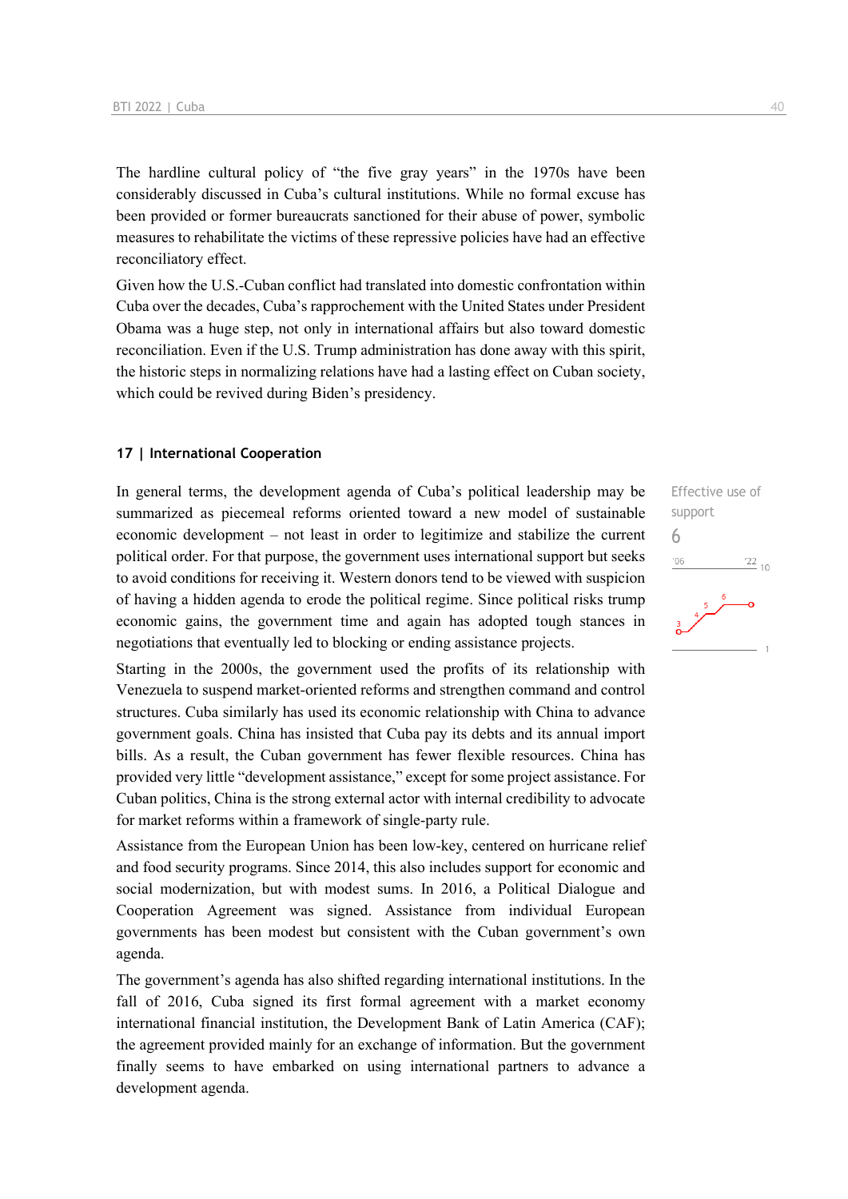The hardline cultural policy of "the five gray years" in the 1970s have been considerably discussed in Cuba's cultural institutions. While no formal excuse has been provided or former bureaucrats sanctioned for their abuse of power, symbolic measures to rehabilitate the victims of these repressive policies have had an effective reconciliatory effect.

Given how the U.S.-Cuban conflict had translated into domestic confrontation within Cuba over the decades, Cuba's rapprochement with the United States under President Obama was a huge step, not only in international affairs but also toward domestic reconciliation. Even if the U.S. Trump administration has done away with this spirit, the historic steps in normalizing relations have had a lasting effect on Cuban society, which could be revived during Biden's presidency.

## 17 | International Cooperation

Effective use of support

6

In general terms, the development agenda of Cuba's political leadership may be summarized as piecemeal reforms oriented toward a new model of sustainable economic development – not least in order to legitimize and stabilize the current political order. For that purpose, the government uses international support but seeks to avoid conditions for receiving it. Western donors tend to be viewed with suspicion of having a hidden agenda to erode the political regime. Since political risks trump economic gains, the government time and again has adopted tough stances in negotiations that eventually led to blocking or ending assistance projects.

Starting in the 2000s, the government used the profits of its relationship with Venezuela to suspend market-oriented reforms and strengthen command and control structures. Cuba similarly has used its economic relationship with China to advance government goals. China has insisted that Cuba pay its debts and its annual import bills. As a result, the Cuban government has fewer flexible resources. China has provided very little "development assistance," except for some project assistance. For Cuban politics, China is the strong external actor with internal credibility to advocate for market reforms within a framework of single-party rule.

Assistance from the European Union has been low-key, centered on hurricane relief and food security programs. Since 2014, this also includes support for economic and social modernization, but with modest sums. In 2016, a Political Dialogue and Cooperation Agreement was signed. Assistance from individual European governments has been modest but consistent with the Cuban government's own agenda.

The government's agenda has also shifted regarding international institutions. In the fall of 2016, Cuba signed its first formal agreement with a market economy international financial institution, the Development Bank of Latin America (CAF); the agreement provided mainly for an exchange of information. But the government finally seems to have embarked on using international partners to advance a development agenda.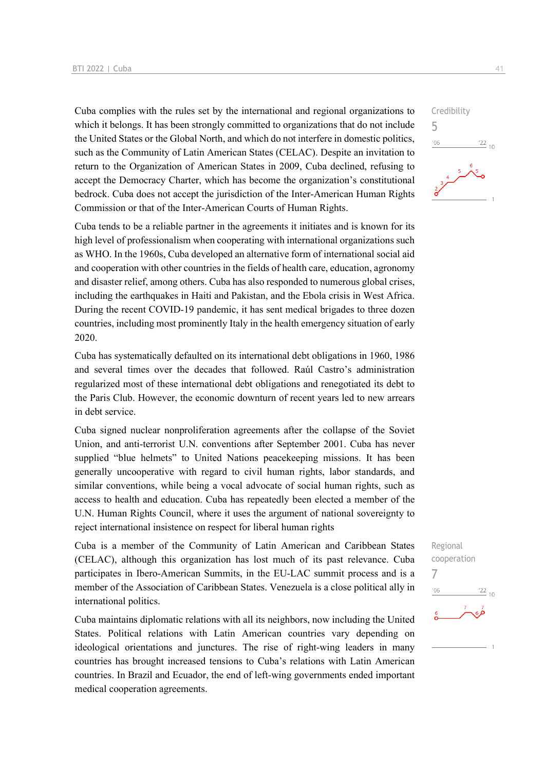Cuba complies with the rules set by the international and regional organizations to which it belongs. It has been strongly committed to organizations that do not include the United States or the Global North, and which do not interfere in domestic politics, such as the Community of Latin American States (CELAC). Despite an invitation to return to the Organization of American States in 2009, Cuba declined, refusing to accept the Democracy Charter, which has become the organization's constitutional bedrock. Cuba does not accept the jurisdiction of the Inter-American Human Rights Commission or that of the Inter-American Courts of Human Rights.

Credibility
5

Cuba tends to be a reliable partner in the agreements it initiates and is known for its high level of professionalism when cooperating with international organizations such as WHO. In the 1960s, Cuba developed an alternative form of international social aid and cooperation with other countries in the fields of health care, education, agronomy and disaster relief, among others. Cuba has also responded to numerous global crises, including the earthquakes in Haiti and Pakistan, and the Ebola crisis in West Africa. During the recent COVID-19 pandemic, it has sent medical brigades to three dozen countries, including most prominently Italy in the health emergency situation of early 2020.

Cuba has systematically defaulted on its international debt obligations in 1960, 1986 and several times over the decades that followed. Raúl Castro's administration regularized most of these international debt obligations and renegotiated its debt to the Paris Club. However, the economic downturn of recent years led to new arrears in debt service.

Cuba signed nuclear nonproliferation agreements after the collapse of the Soviet Union, and anti-terrorist U.N. conventions after September 2001. Cuba has never supplied "blue helmets" to United Nations peacekeeping missions. It has been generally uncooperative with regard to civil human rights, labor standards, and similar conventions, while being a vocal advocate of social human rights, such as access to health and education. Cuba has repeatedly been elected a member of the U.N. Human Rights Council, where it uses the argument of national sovereignty to reject international insistence on respect for liberal human rights

Cuba is a member of the Community of Latin American and Caribbean States (CELAC), although this organization has lost much of its past relevance. Cuba participates in Ibero-American Summits, in the EU-LAC summit process and is a member of the Association of Caribbean States. Venezuela is a close political ally in international politics.

Regional cooperation
7

Cuba maintains diplomatic relations with all its neighbors, now including the United States. Political relations with Latin American countries vary depending on ideological orientations and junctures. The rise of right-wing leaders in many countries has brought increased tensions to Cuba's relations with Latin American countries. In Brazil and Ecuador, the end of left-wing governments ended important medical cooperation agreements.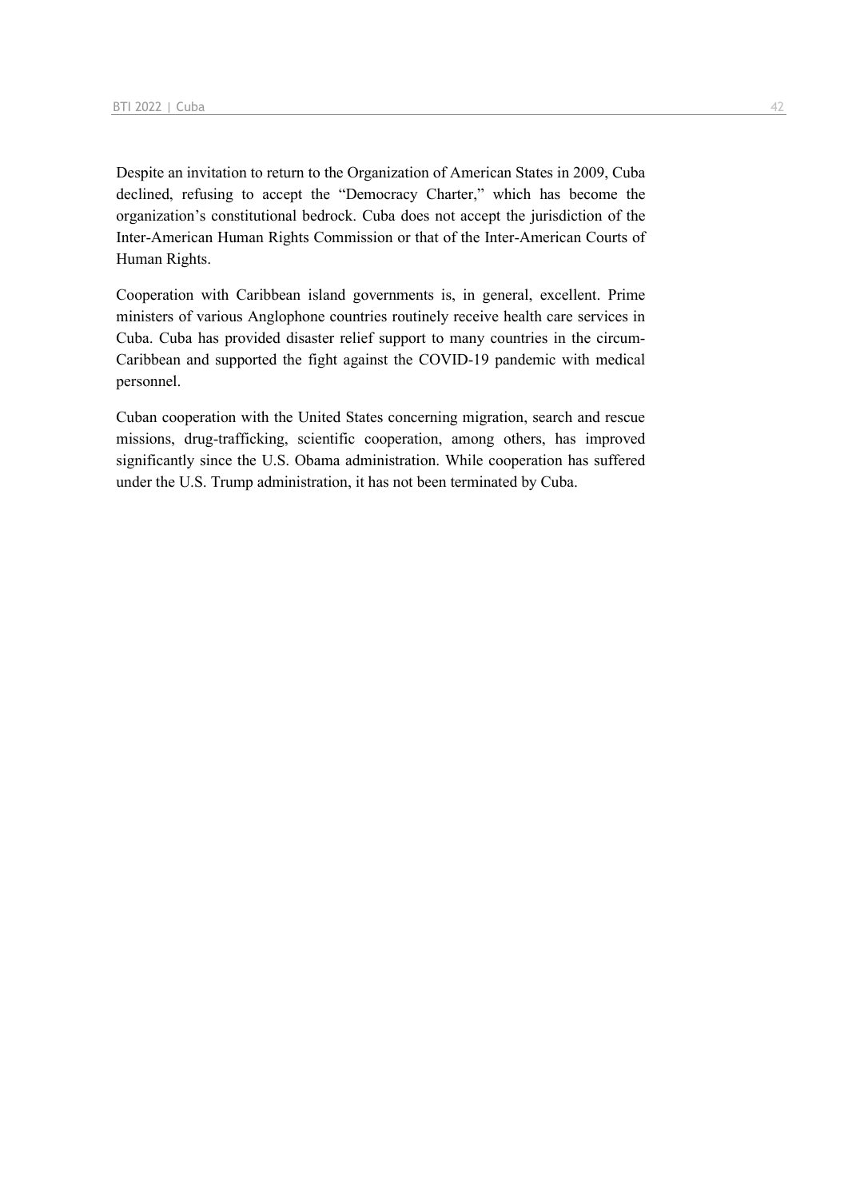Despite an invitation to return to the Organization of American States in 2009, Cuba declined, refusing to accept the "Democracy Charter," which has become the organization's constitutional bedrock. Cuba does not accept the jurisdiction of the Inter-American Human Rights Commission or that of the Inter-American Courts of Human Rights.

Cooperation with Caribbean island governments is, in general, excellent. Prime ministers of various Anglophone countries routinely receive health care services in Cuba. Cuba has provided disaster relief support to many countries in the circum-Caribbean and supported the fight against the COVID-19 pandemic with medical personnel.

Cuban cooperation with the United States concerning migration, search and rescue missions, drug-trafficking, scientific cooperation, among others, has improved significantly since the U.S. Obama administration. While cooperation has suffered under the U.S. Trump administration, it has not been terminated by Cuba.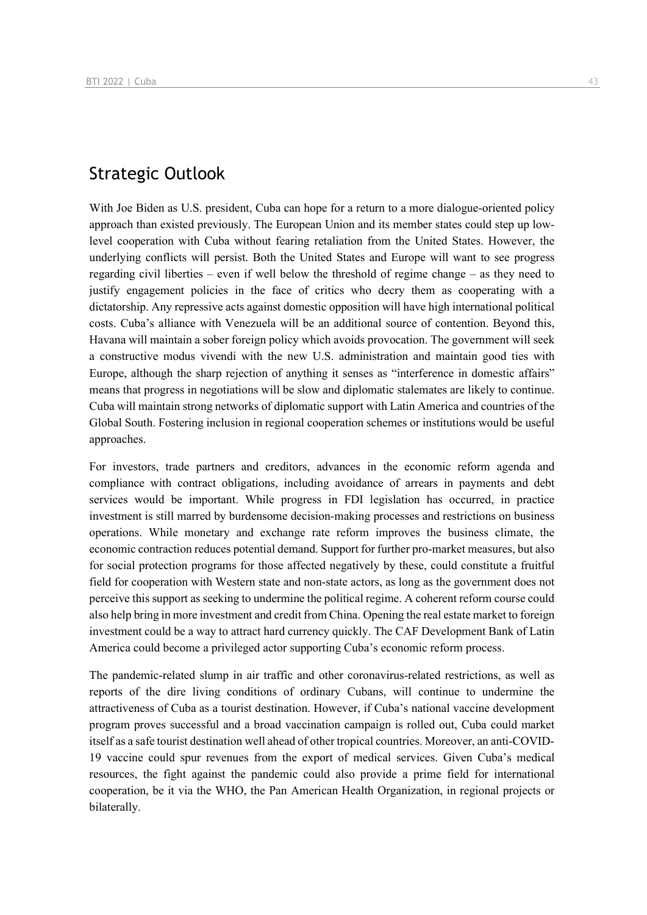## Strategic Outlook

With Joe Biden as U.S. president, Cuba can hope for a return to a more dialogue-oriented policy approach than existed previously. The European Union and its member states could step up low-level cooperation with Cuba without fearing retaliation from the United States. However, the underlying conflicts will persist. Both the United States and Europe will want to see progress regarding civil liberties – even if well below the threshold of regime change – as they need to justify engagement policies in the face of critics who decry them as cooperating with a dictatorship. Any repressive acts against domestic opposition will have high international political costs. Cuba's alliance with Venezuela will be an additional source of contention. Beyond this, Havana will maintain a sober foreign policy which avoids provocation. The government will seek a constructive modus vivendi with the new U.S. administration and maintain good ties with Europe, although the sharp rejection of anything it senses as "interference in domestic affairs" means that progress in negotiations will be slow and diplomatic stalemates are likely to continue. Cuba will maintain strong networks of diplomatic support with Latin America and countries of the Global South. Fostering inclusion in regional cooperation schemes or institutions would be useful approaches.

For investors, trade partners and creditors, advances in the economic reform agenda and compliance with contract obligations, including avoidance of arrears in payments and debt services would be important. While progress in FDI legislation has occurred, in practice investment is still marred by burdensome decision-making processes and restrictions on business operations. While monetary and exchange rate reform improves the business climate, the economic contraction reduces potential demand. Support for further pro-market measures, but also for social protection programs for those affected negatively by these, could constitute a fruitful field for cooperation with Western state and non-state actors, as long as the government does not perceive this support as seeking to undermine the political regime. A coherent reform course could also help bring in more investment and credit from China. Opening the real estate market to foreign investment could be a way to attract hard currency quickly. The CAF Development Bank of Latin America could become a privileged actor supporting Cuba's economic reform process.

The pandemic-related slump in air traffic and other coronavirus-related restrictions, as well as reports of the dire living conditions of ordinary Cubans, will continue to undermine the attractiveness of Cuba as a tourist destination. However, if Cuba's national vaccine development program proves successful and a broad vaccination campaign is rolled out, Cuba could market itself as a safe tourist destination well ahead of other tropical countries. Moreover, an anti-COVID-19 vaccine could spur revenues from the export of medical services. Given Cuba's medical resources, the fight against the pandemic could also provide a prime field for international cooperation, be it via the WHO, the Pan American Health Organization, in regional projects or bilaterally.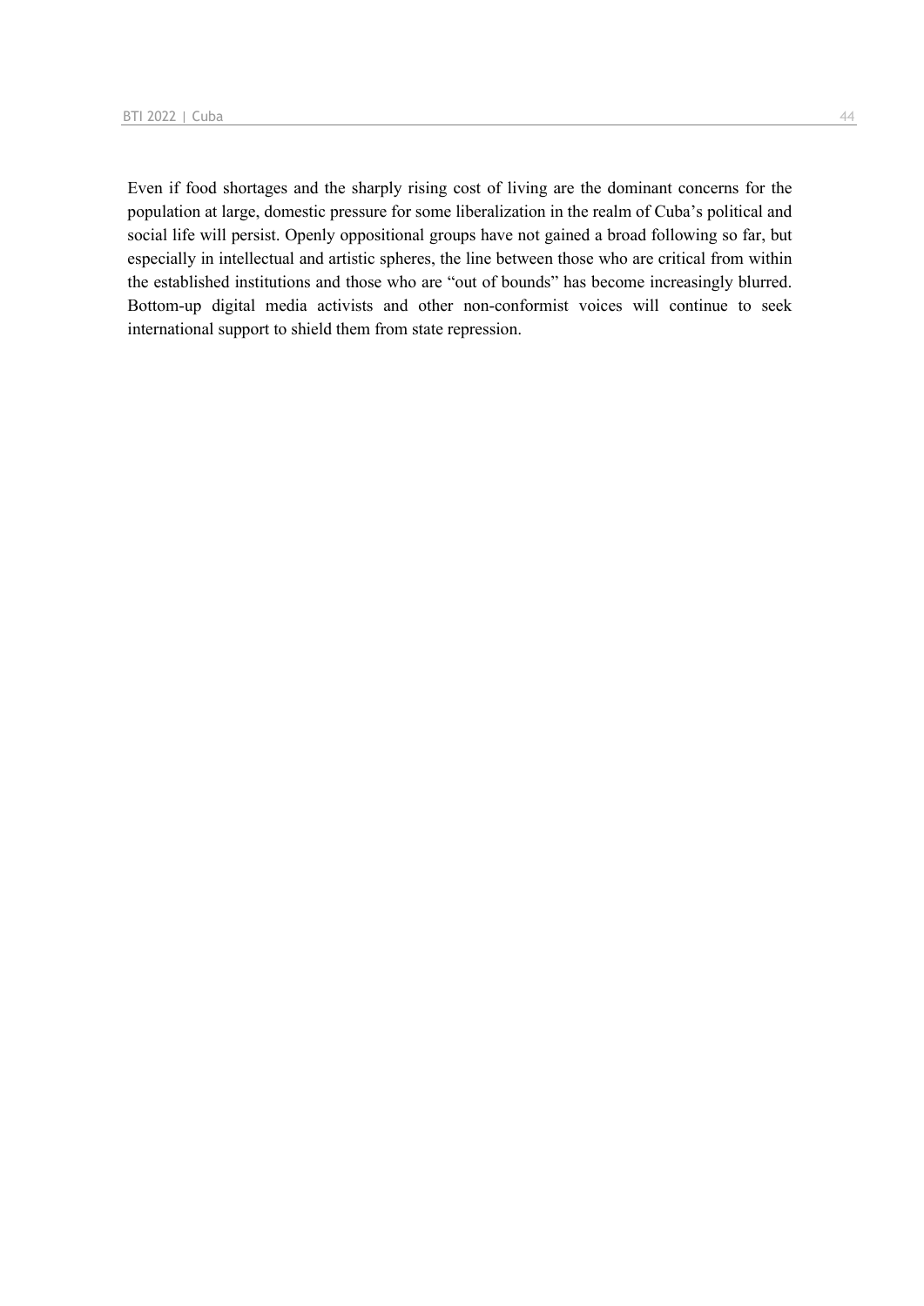Even if food shortages and the sharply rising cost of living are the dominant concerns for the population at large, domestic pressure for some liberalization in the realm of Cuba's political and social life will persist. Openly oppositional groups have not gained a broad following so far, but especially in intellectual and artistic spheres, the line between those who are critical from within the established institutions and those who are "out of bounds" has become increasingly blurred. Bottom-up digital media activists and other non-conformist voices will continue to seek international support to shield them from state repression.